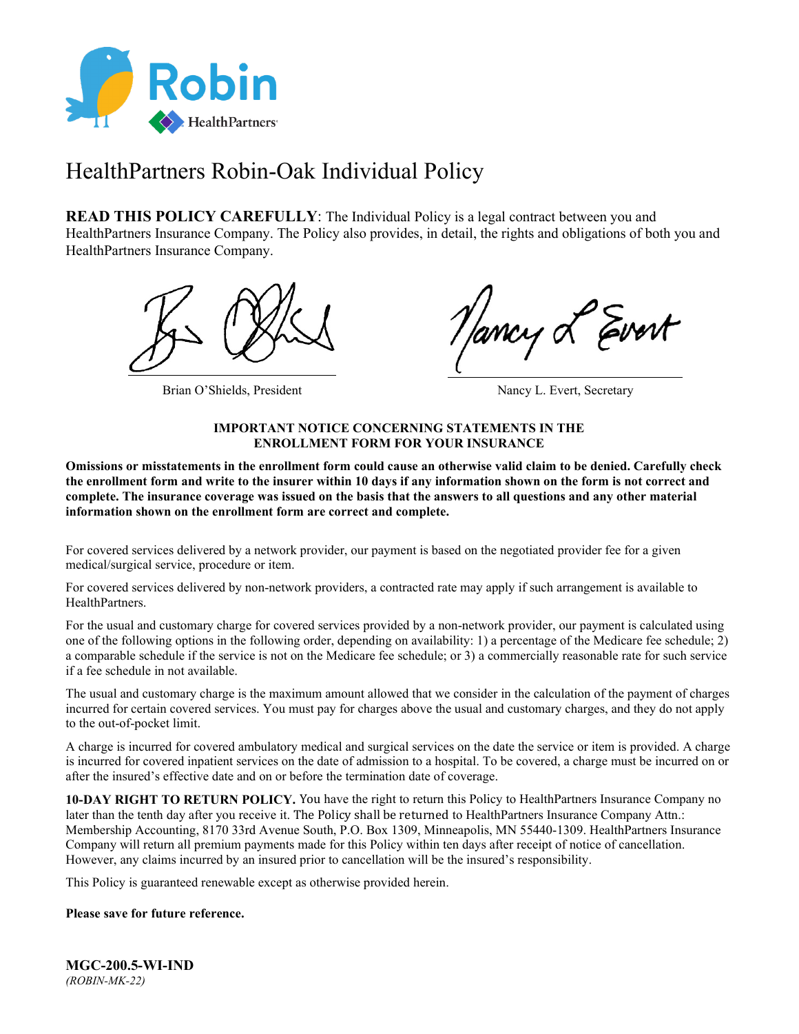Robin

HealthPartners

# HealthPartners Robin-Oak Individual Policy

**READ THIS POLICY CAREFULLY**: The Individual Policy is a legal contract between you and HealthPartners Insurance Company. The Policy also provides, in detail, the rights and obligations of both you and HealthPartners Insurance Company.

Brian O'Shields, President

Nancy L. Evert, Secretary

**IMPORTANT NOTICE CONCERNING STATEMENTS IN THE ENROLLMENT FORM FOR YOUR INSURANCE**

**Omissions or misstatements in the enrollment form could cause an otherwise valid claim to be denied. Carefully check the enrollment form and write to the insurer within 10 days if any information shown on the form is not correct and complete. The insurance coverage was issued on the basis that the answers to all questions and any other material information shown on the enrollment form are correct and complete.**

For covered services delivered by a network provider, our payment is based on the negotiated provider fee for a given medical/surgical service, procedure or item.

For covered services delivered by non-network providers, a contracted rate may apply if such arrangement is available to HealthPartners.

For the usual and customary charge for covered services provided by a non-network provider, our payment is calculated using one of the following options in the following order, depending on availability: 1) a percentage of the Medicare fee schedule; 2) a comparable schedule if the service is not on the Medicare fee schedule; or 3) a commercially reasonable rate for such service if a fee schedule in not available.

The usual and customary charge is the maximum amount allowed that we consider in the calculation of the payment of charges incurred for certain covered services. You must pay for charges above the usual and customary charges, and they do not apply to the out-of-pocket limit.

A charge is incurred for covered ambulatory medical and surgical services on the date the service or item is provided. A charge is incurred for covered inpatient services on the date of admission to a hospital. To be covered, a charge must be incurred on or after the insured's effective date and on or before the termination date of coverage.

**10-DAY RIGHT TO RETURN POLICY.** You have the right to return this Policy to HealthPartners Insurance Company no later than the tenth day after you receive it. The Policy shall be returned to HealthPartners Insurance Company Attn.: Membership Accounting, 8170 33rd Avenue South, P.O. Box 1309, Minneapolis, MN 55440-1309. HealthPartners Insurance Company will return all premium payments made for this Policy within ten days after receipt of notice of cancellation. However, any claims incurred by an insured prior to cancellation will be the insured's responsibility.

This Policy is guaranteed renewable except as otherwise provided herein.

**Please save for future reference.**

**MGC-200.5-WI-IND**
*(ROBIN-MK-22)*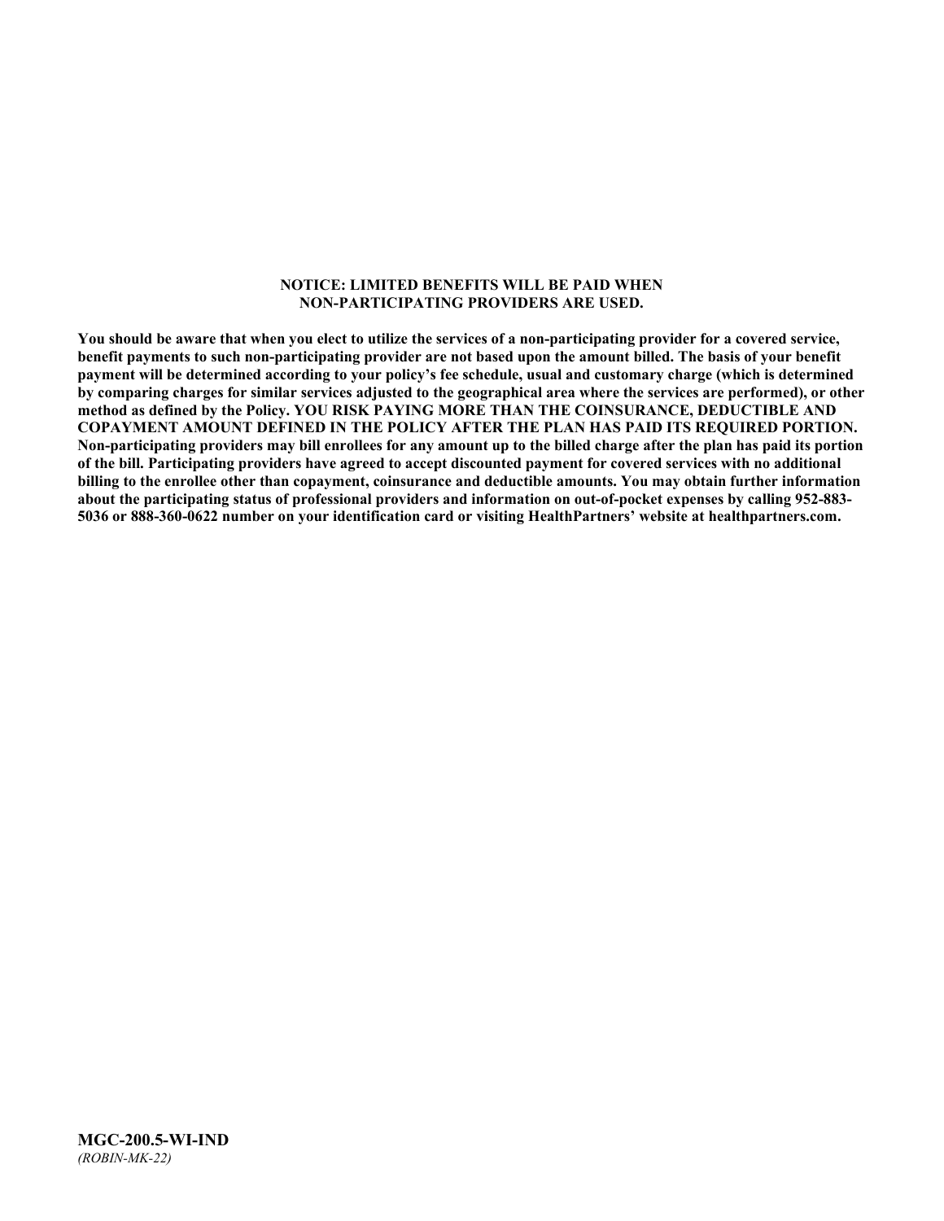**NOTICE: LIMITED BENEFITS WILL BE PAID WHEN NON-PARTICIPATING PROVIDERS ARE USED.**

**You should be aware that when you elect to utilize the services of a non-participating provider for a covered service, benefit payments to such non-participating provider are not based upon the amount billed. The basis of your benefit payment will be determined according to your policy's fee schedule, usual and customary charge (which is determined by comparing charges for similar services adjusted to the geographical area where the services are performed), or other method as defined by the Policy. YOU RISK PAYING MORE THAN THE COINSURANCE, DEDUCTIBLE AND COPAYMENT AMOUNT DEFINED IN THE POLICY AFTER THE PLAN HAS PAID ITS REQUIRED PORTION. Non-participating providers may bill enrollees for any amount up to the billed charge after the plan has paid its portion of the bill. Participating providers have agreed to accept discounted payment for covered services with no additional billing to the enrollee other than copayment, coinsurance and deductible amounts. You may obtain further information about the participating status of professional providers and information on out-of-pocket expenses by calling 952-883-5036 or 888-360-0622 number on your identification card or visiting HealthPartners' website at healthpartners.com.**

**MGC-200.5-WI-IND**
*(ROBIN-MK-22)*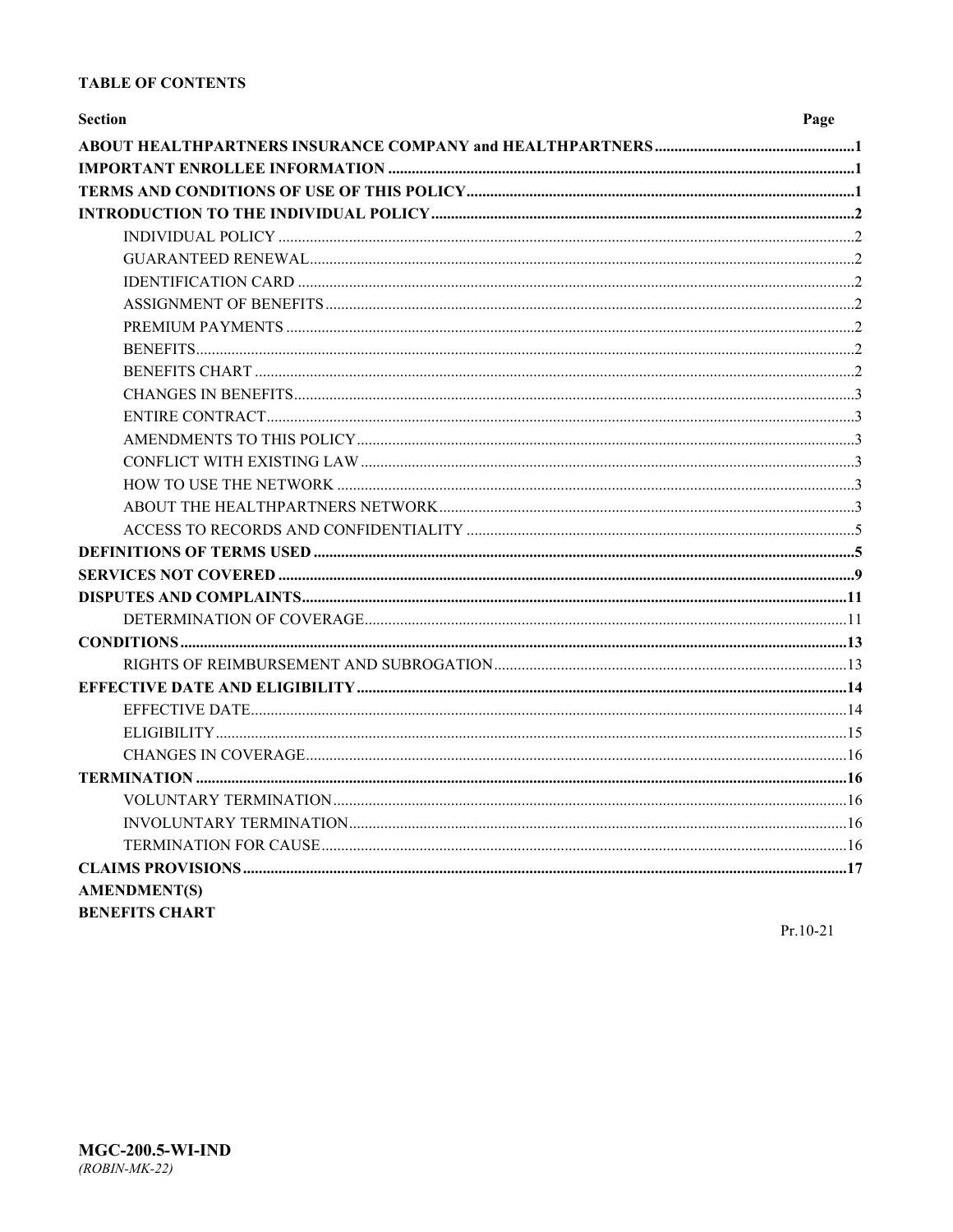**TABLE OF CONTENTS**

| Section | Page |
|---|---|
| **ABOUT HEALTHPARTNERS INSURANCE COMPANY and HEALTHPARTNERS** | **1** |
| **IMPORTANT ENROLLEE INFORMATION** | **1** |
| **TERMS AND CONDITIONS OF USE OF THIS POLICY** | **1** |
| **INTRODUCTION TO THE INDIVIDUAL POLICY** | **2** |
| INDIVIDUAL POLICY | 2 |
| GUARANTEED RENEWAL | 2 |
| IDENTIFICATION CARD | 2 |
| ASSIGNMENT OF BENEFITS | 2 |
| PREMIUM PAYMENTS | 2 |
| BENEFITS | 2 |
| BENEFITS CHART | 2 |
| CHANGES IN BENEFITS | 3 |
| ENTIRE CONTRACT | 3 |
| AMENDMENTS TO THIS POLICY | 3 |
| CONFLICT WITH EXISTING LAW | 3 |
| HOW TO USE THE NETWORK | 3 |
| ABOUT THE HEALTHPARTNERS NETWORK | 3 |
| ACCESS TO RECORDS AND CONFIDENTIALITY | 5 |
| **DEFINITIONS OF TERMS USED** | **5** |
| **SERVICES NOT COVERED** | **9** |
| **DISPUTES AND COMPLAINTS** | **11** |
| DETERMINATION OF COVERAGE | 11 |
| **CONDITIONS** | **13** |
| RIGHTS OF REIMBURSEMENT AND SUBROGATION | 13 |
| **EFFECTIVE DATE AND ELIGIBILITY** | **14** |
| EFFECTIVE DATE | 14 |
| ELIGIBILITY | 15 |
| CHANGES IN COVERAGE | 16 |
| **TERMINATION** | **16** |
| VOLUNTARY TERMINATION | 16 |
| INVOLUNTARY TERMINATION | 16 |
| TERMINATION FOR CAUSE | 16 |
| **CLAIMS PROVISIONS** | **17** |
| **AMENDMENT(S)** | |
| **BENEFITS CHART** | |

Pr.10-21

**MGC-200.5-WI-IND**
*(ROBIN-MK-22)*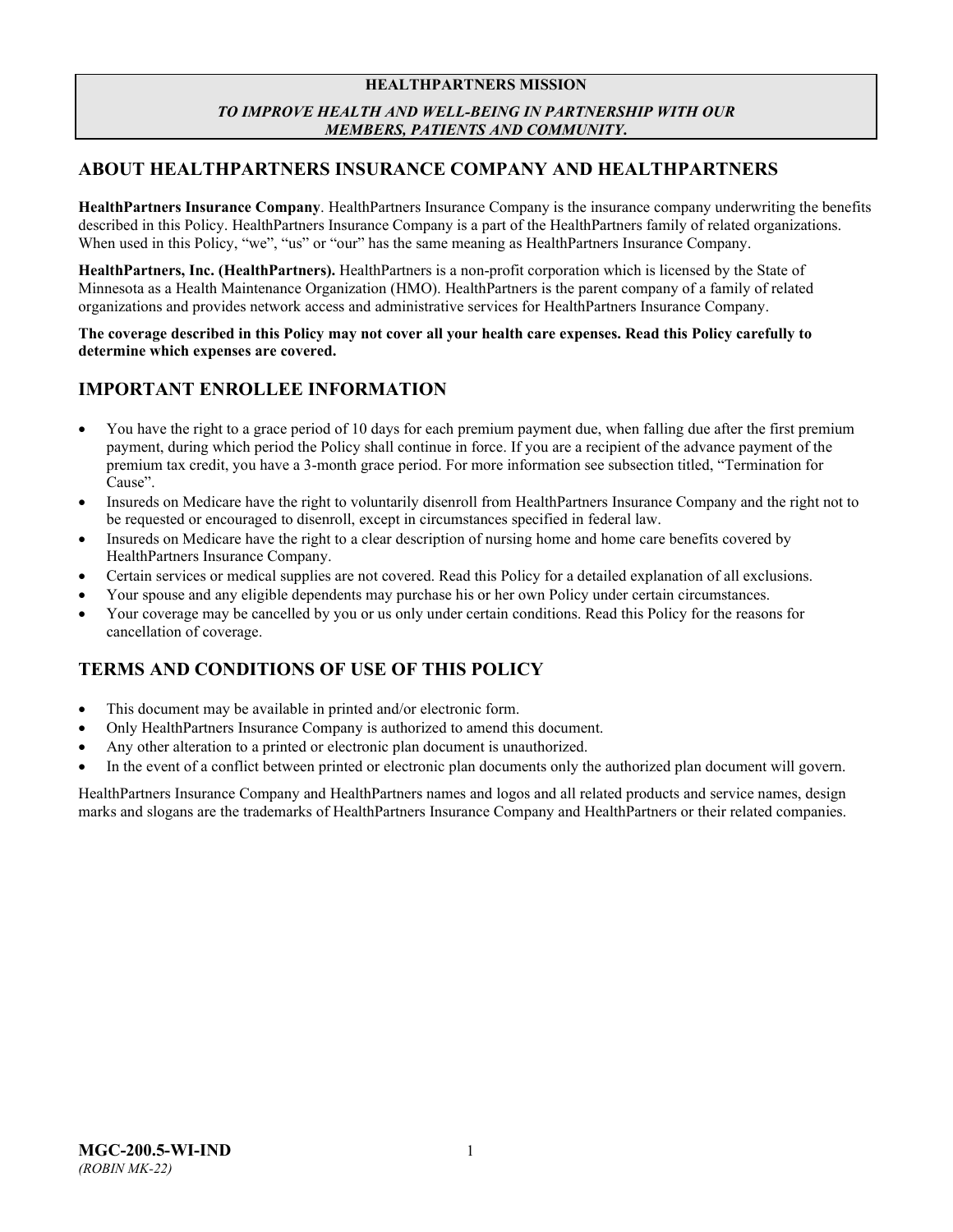**HEALTHPARTNERS MISSION**

***TO IMPROVE HEALTH AND WELL-BEING IN PARTNERSHIP WITH OUR MEMBERS, PATIENTS AND COMMUNITY.***

## ABOUT HEALTHPARTNERS INSURANCE COMPANY AND HEALTHPARTNERS

**HealthPartners Insurance Company**. HealthPartners Insurance Company is the insurance company underwriting the benefits described in this Policy. HealthPartners Insurance Company is a part of the HealthPartners family of related organizations. When used in this Policy, "we", "us" or "our" has the same meaning as HealthPartners Insurance Company.

**HealthPartners, Inc. (HealthPartners).** HealthPartners is a non-profit corporation which is licensed by the State of Minnesota as a Health Maintenance Organization (HMO). HealthPartners is the parent company of a family of related organizations and provides network access and administrative services for HealthPartners Insurance Company.

**The coverage described in this Policy may not cover all your health care expenses. Read this Policy carefully to determine which expenses are covered.**

## IMPORTANT ENROLLEE INFORMATION

- You have the right to a grace period of 10 days for each premium payment due, when falling due after the first premium payment, during which period the Policy shall continue in force. If you are a recipient of the advance payment of the premium tax credit, you have a 3-month grace period. For more information see subsection titled, "Termination for Cause".
- Insureds on Medicare have the right to voluntarily disenroll from HealthPartners Insurance Company and the right not to be requested or encouraged to disenroll, except in circumstances specified in federal law.
- Insureds on Medicare have the right to a clear description of nursing home and home care benefits covered by HealthPartners Insurance Company.
- Certain services or medical supplies are not covered. Read this Policy for a detailed explanation of all exclusions.
- Your spouse and any eligible dependents may purchase his or her own Policy under certain circumstances.
- Your coverage may be cancelled by you or us only under certain conditions. Read this Policy for the reasons for cancellation of coverage.

## TERMS AND CONDITIONS OF USE OF THIS POLICY

- This document may be available in printed and/or electronic form.
- Only HealthPartners Insurance Company is authorized to amend this document.
- Any other alteration to a printed or electronic plan document is unauthorized.
- In the event of a conflict between printed or electronic plan documents only the authorized plan document will govern.

HealthPartners Insurance Company and HealthPartners names and logos and all related products and service names, design marks and slogans are the trademarks of HealthPartners Insurance Company and HealthPartners or their related companies.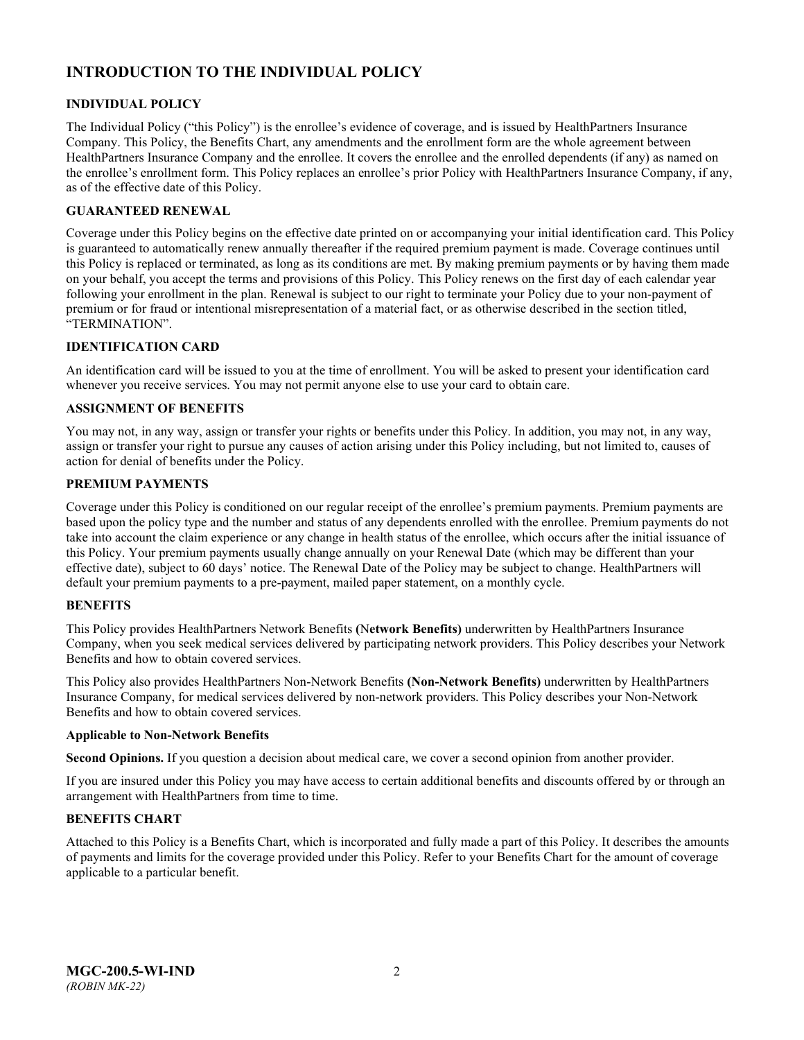# INTRODUCTION TO THE INDIVIDUAL POLICY

## INDIVIDUAL POLICY

The Individual Policy ("this Policy") is the enrollee's evidence of coverage, and is issued by HealthPartners Insurance Company. This Policy, the Benefits Chart, any amendments and the enrollment form are the whole agreement between HealthPartners Insurance Company and the enrollee. It covers the enrollee and the enrolled dependents (if any) as named on the enrollee's enrollment form. This Policy replaces an enrollee's prior Policy with HealthPartners Insurance Company, if any, as of the effective date of this Policy.

## GUARANTEED RENEWAL

Coverage under this Policy begins on the effective date printed on or accompanying your initial identification card. This Policy is guaranteed to automatically renew annually thereafter if the required premium payment is made. Coverage continues until this Policy is replaced or terminated, as long as its conditions are met. By making premium payments or by having them made on your behalf, you accept the terms and provisions of this Policy. This Policy renews on the first day of each calendar year following your enrollment in the plan. Renewal is subject to our right to terminate your Policy due to your non-payment of premium or for fraud or intentional misrepresentation of a material fact, or as otherwise described in the section titled, "TERMINATION".

## IDENTIFICATION CARD

An identification card will be issued to you at the time of enrollment. You will be asked to present your identification card whenever you receive services. You may not permit anyone else to use your card to obtain care.

## ASSIGNMENT OF BENEFITS

You may not, in any way, assign or transfer your rights or benefits under this Policy. In addition, you may not, in any way, assign or transfer your right to pursue any causes of action arising under this Policy including, but not limited to, causes of action for denial of benefits under the Policy.

## PREMIUM PAYMENTS

Coverage under this Policy is conditioned on our regular receipt of the enrollee's premium payments. Premium payments are based upon the policy type and the number and status of any dependents enrolled with the enrollee. Premium payments do not take into account the claim experience or any change in health status of the enrollee, which occurs after the initial issuance of this Policy. Your premium payments usually change annually on your Renewal Date (which may be different than your effective date), subject to 60 days' notice. The Renewal Date of the Policy may be subject to change. HealthPartners will default your premium payments to a pre-payment, mailed paper statement, on a monthly cycle.

## BENEFITS

This Policy provides HealthPartners Network Benefits **(Network Benefits)** underwritten by HealthPartners Insurance Company, when you seek medical services delivered by participating network providers. This Policy describes your Network Benefits and how to obtain covered services.

This Policy also provides HealthPartners Non-Network Benefits **(Non-Network Benefits)** underwritten by HealthPartners Insurance Company, for medical services delivered by non-network providers. This Policy describes your Non-Network Benefits and how to obtain covered services.

**Applicable to Non-Network Benefits**

**Second Opinions.** If you question a decision about medical care, we cover a second opinion from another provider.

If you are insured under this Policy you may have access to certain additional benefits and discounts offered by or through an arrangement with HealthPartners from time to time.

## BENEFITS CHART

Attached to this Policy is a Benefits Chart, which is incorporated and fully made a part of this Policy. It describes the amounts of payments and limits for the coverage provided under this Policy. Refer to your Benefits Chart for the amount of coverage applicable to a particular benefit.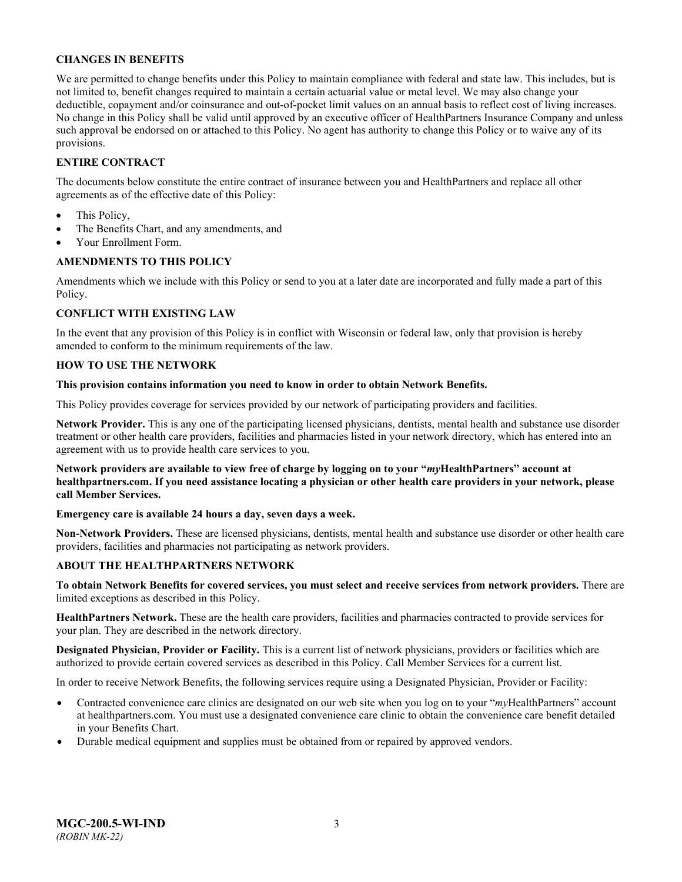## CHANGES IN BENEFITS

We are permitted to change benefits under this Policy to maintain compliance with federal and state law. This includes, but is not limited to, benefit changes required to maintain a certain actuarial value or metal level. We may also change your deductible, copayment and/or coinsurance and out-of-pocket limit values on an annual basis to reflect cost of living increases. No change in this Policy shall be valid until approved by an executive officer of HealthPartners Insurance Company and unless such approval be endorsed on or attached to this Policy. No agent has authority to change this Policy or to waive any of its provisions.

## ENTIRE CONTRACT

The documents below constitute the entire contract of insurance between you and HealthPartners and replace all other agreements as of the effective date of this Policy:

- This Policy,
- The Benefits Chart, and any amendments, and
- Your Enrollment Form.

## AMENDMENTS TO THIS POLICY

Amendments which we include with this Policy or send to you at a later date are incorporated and fully made a part of this Policy.

## CONFLICT WITH EXISTING LAW

In the event that any provision of this Policy is in conflict with Wisconsin or federal law, only that provision is hereby amended to conform to the minimum requirements of the law.

## HOW TO USE THE NETWORK

**This provision contains information you need to know in order to obtain Network Benefits.**

This Policy provides coverage for services provided by our network of participating providers and facilities.

**Network Provider.** This is any one of the participating licensed physicians, dentists, mental health and substance use disorder treatment or other health care providers, facilities and pharmacies listed in your network directory, which has entered into an agreement with us to provide health care services to you.

**Network providers are available to view free of charge by logging on to your "*my*HealthPartners" account at healthpartners.com. If you need assistance locating a physician or other health care providers in your network, please call Member Services.**

**Emergency care is available 24 hours a day, seven days a week.**

**Non-Network Providers.** These are licensed physicians, dentists, mental health and substance use disorder or other health care providers, facilities and pharmacies not participating as network providers.

## ABOUT THE HEALTHPARTNERS NETWORK

**To obtain Network Benefits for covered services, you must select and receive services from network providers.** There are limited exceptions as described in this Policy.

**HealthPartners Network.** These are the health care providers, facilities and pharmacies contracted to provide services for your plan. They are described in the network directory.

**Designated Physician, Provider or Facility.** This is a current list of network physicians, providers or facilities which are authorized to provide certain covered services as described in this Policy. Call Member Services for a current list.

In order to receive Network Benefits, the following services require using a Designated Physician, Provider or Facility:

- Contracted convenience care clinics are designated on our web site when you log on to your "*my*HealthPartners" account at healthpartners.com. You must use a designated convenience care clinic to obtain the convenience care benefit detailed in your Benefits Chart.
- Durable medical equipment and supplies must be obtained from or repaired by approved vendors.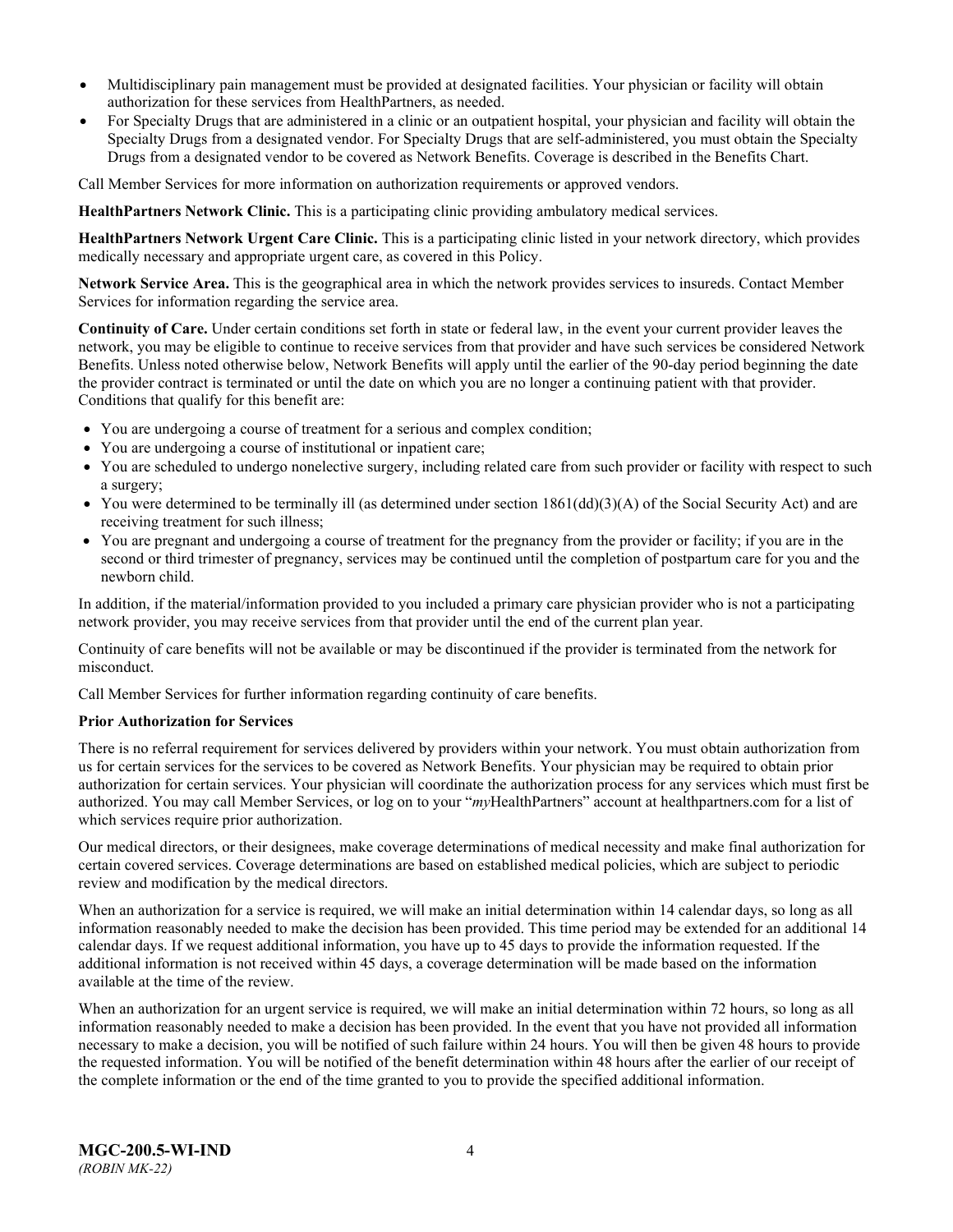- Multidisciplinary pain management must be provided at designated facilities. Your physician or facility will obtain authorization for these services from HealthPartners, as needed.
- For Specialty Drugs that are administered in a clinic or an outpatient hospital, your physician and facility will obtain the Specialty Drugs from a designated vendor. For Specialty Drugs that are self-administered, you must obtain the Specialty Drugs from a designated vendor to be covered as Network Benefits. Coverage is described in the Benefits Chart.

Call Member Services for more information on authorization requirements or approved vendors.

**HealthPartners Network Clinic.** This is a participating clinic providing ambulatory medical services.

**HealthPartners Network Urgent Care Clinic.** This is a participating clinic listed in your network directory, which provides medically necessary and appropriate urgent care, as covered in this Policy.

**Network Service Area.** This is the geographical area in which the network provides services to insureds. Contact Member Services for information regarding the service area.

**Continuity of Care.** Under certain conditions set forth in state or federal law, in the event your current provider leaves the network, you may be eligible to continue to receive services from that provider and have such services be considered Network Benefits. Unless noted otherwise below, Network Benefits will apply until the earlier of the 90-day period beginning the date the provider contract is terminated or until the date on which you are no longer a continuing patient with that provider. Conditions that qualify for this benefit are:

- You are undergoing a course of treatment for a serious and complex condition;
- You are undergoing a course of institutional or inpatient care;
- You are scheduled to undergo nonelective surgery, including related care from such provider or facility with respect to such a surgery;
- You were determined to be terminally ill (as determined under section 1861(dd)(3)(A) of the Social Security Act) and are receiving treatment for such illness;
- You are pregnant and undergoing a course of treatment for the pregnancy from the provider or facility; if you are in the second or third trimester of pregnancy, services may be continued until the completion of postpartum care for you and the newborn child.

In addition, if the material/information provided to you included a primary care physician provider who is not a participating network provider, you may receive services from that provider until the end of the current plan year.

Continuity of care benefits will not be available or may be discontinued if the provider is terminated from the network for misconduct.

Call Member Services for further information regarding continuity of care benefits.

**Prior Authorization for Services**

There is no referral requirement for services delivered by providers within your network. You must obtain authorization from us for certain services for the services to be covered as Network Benefits. Your physician may be required to obtain prior authorization for certain services. Your physician will coordinate the authorization process for any services which must first be authorized. You may call Member Services, or log on to your "*my*HealthPartners" account at healthpartners.com for a list of which services require prior authorization.

Our medical directors, or their designees, make coverage determinations of medical necessity and make final authorization for certain covered services. Coverage determinations are based on established medical policies, which are subject to periodic review and modification by the medical directors.

When an authorization for a service is required, we will make an initial determination within 14 calendar days, so long as all information reasonably needed to make the decision has been provided. This time period may be extended for an additional 14 calendar days. If we request additional information, you have up to 45 days to provide the information requested. If the additional information is not received within 45 days, a coverage determination will be made based on the information available at the time of the review.

When an authorization for an urgent service is required, we will make an initial determination within 72 hours, so long as all information reasonably needed to make a decision has been provided. In the event that you have not provided all information necessary to make a decision, you will be notified of such failure within 24 hours. You will then be given 48 hours to provide the requested information. You will be notified of the benefit determination within 48 hours after the earlier of our receipt of the complete information or the end of the time granted to you to provide the specified additional information.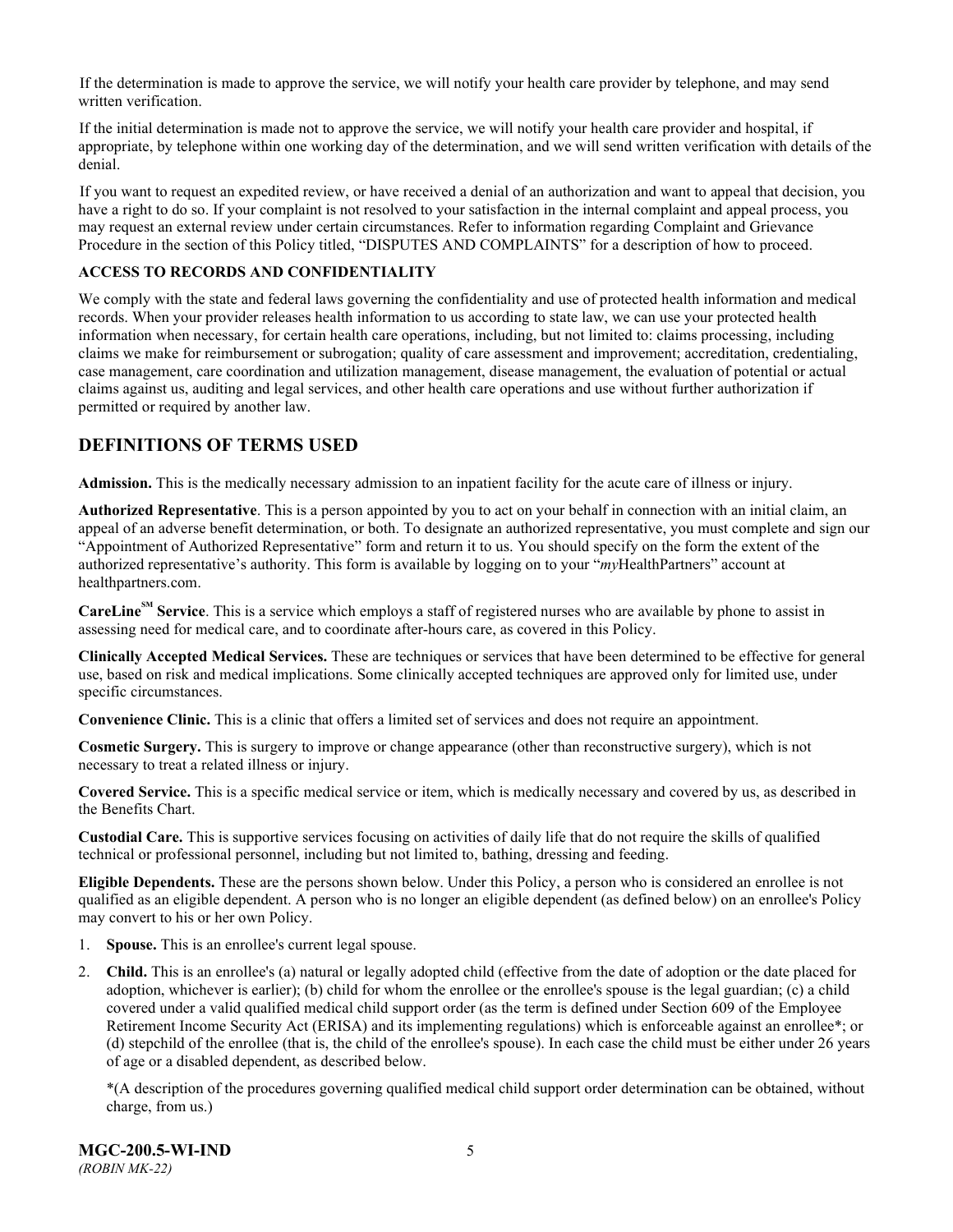If the determination is made to approve the service, we will notify your health care provider by telephone, and may send written verification.

If the initial determination is made not to approve the service, we will notify your health care provider and hospital, if appropriate, by telephone within one working day of the determination, and we will send written verification with details of the denial.

If you want to request an expedited review, or have received a denial of an authorization and want to appeal that decision, you have a right to do so. If your complaint is not resolved to your satisfaction in the internal complaint and appeal process, you may request an external review under certain circumstances. Refer to information regarding Complaint and Grievance Procedure in the section of this Policy titled, "DISPUTES AND COMPLAINTS" for a description of how to proceed.

**ACCESS TO RECORDS AND CONFIDENTIALITY**

We comply with the state and federal laws governing the confidentiality and use of protected health information and medical records. When your provider releases health information to us according to state law, we can use your protected health information when necessary, for certain health care operations, including, but not limited to: claims processing, including claims we make for reimbursement or subrogation; quality of care assessment and improvement; accreditation, credentialing, case management, care coordination and utilization management, disease management, the evaluation of potential or actual claims against us, auditing and legal services, and other health care operations and use without further authorization if permitted or required by another law.

## DEFINITIONS OF TERMS USED

**Admission.** This is the medically necessary admission to an inpatient facility for the acute care of illness or injury.

**Authorized Representative**. This is a person appointed by you to act on your behalf in connection with an initial claim, an appeal of an adverse benefit determination, or both. To designate an authorized representative, you must complete and sign our "Appointment of Authorized Representative" form and return it to us. You should specify on the form the extent of the authorized representative's authority. This form is available by logging on to your "*my*HealthPartners" account at healthpartners.com.

**CareLine℠ Service**. This is a service which employs a staff of registered nurses who are available by phone to assist in assessing need for medical care, and to coordinate after-hours care, as covered in this Policy.

**Clinically Accepted Medical Services.** These are techniques or services that have been determined to be effective for general use, based on risk and medical implications. Some clinically accepted techniques are approved only for limited use, under specific circumstances.

**Convenience Clinic.** This is a clinic that offers a limited set of services and does not require an appointment.

**Cosmetic Surgery.** This is surgery to improve or change appearance (other than reconstructive surgery), which is not necessary to treat a related illness or injury.

**Covered Service.** This is a specific medical service or item, which is medically necessary and covered by us, as described in the Benefits Chart.

**Custodial Care.** This is supportive services focusing on activities of daily life that do not require the skills of qualified technical or professional personnel, including but not limited to, bathing, dressing and feeding.

**Eligible Dependents.** These are the persons shown below. Under this Policy, a person who is considered an enrollee is not qualified as an eligible dependent. A person who is no longer an eligible dependent (as defined below) on an enrollee's Policy may convert to his or her own Policy.

1. **Spouse.** This is an enrollee's current legal spouse.
2. **Child.** This is an enrollee's (a) natural or legally adopted child (effective from the date of adoption or the date placed for adoption, whichever is earlier); (b) child for whom the enrollee or the enrollee's spouse is the legal guardian; (c) a child covered under a valid qualified medical child support order (as the term is defined under Section 609 of the Employee Retirement Income Security Act (ERISA) and its implementing regulations) which is enforceable against an enrollee*; or (d) stepchild of the enrollee (that is, the child of the enrollee's spouse). In each case the child must be either under 26 years of age or a disabled dependent, as described below.

   *(A description of the procedures governing qualified medical child support order determination can be obtained, without charge, from us.)

**MGC-200.5-WI-IND**
*(ROBIN MK-22)*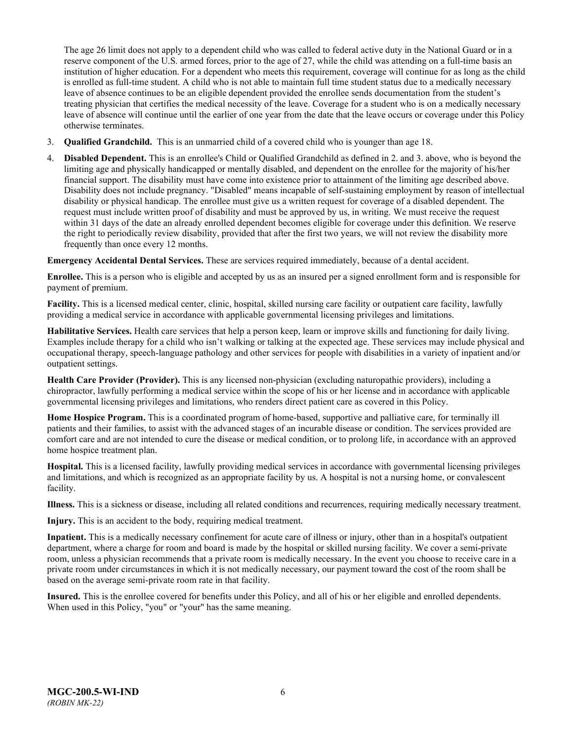The age 26 limit does not apply to a dependent child who was called to federal active duty in the National Guard or in a reserve component of the U.S. armed forces, prior to the age of 27, while the child was attending on a full-time basis an institution of higher education. For a dependent who meets this requirement, coverage will continue for as long as the child is enrolled as full-time student. A child who is not able to maintain full time student status due to a medically necessary leave of absence continues to be an eligible dependent provided the enrollee sends documentation from the student's treating physician that certifies the medical necessity of the leave. Coverage for a student who is on a medically necessary leave of absence will continue until the earlier of one year from the date that the leave occurs or coverage under this Policy otherwise terminates.

3. **Qualified Grandchild.** This is an unmarried child of a covered child who is younger than age 18.

4. **Disabled Dependent.** This is an enrollee's Child or Qualified Grandchild as defined in 2. and 3. above, who is beyond the limiting age and physically handicapped or mentally disabled, and dependent on the enrollee for the majority of his/her financial support. The disability must have come into existence prior to attainment of the limiting age described above. Disability does not include pregnancy. "Disabled" means incapable of self-sustaining employment by reason of intellectual disability or physical handicap. The enrollee must give us a written request for coverage of a disabled dependent. The request must include written proof of disability and must be approved by us, in writing. We must receive the request within 31 days of the date an already enrolled dependent becomes eligible for coverage under this definition. We reserve the right to periodically review disability, provided that after the first two years, we will not review the disability more frequently than once every 12 months.

**Emergency Accidental Dental Services.** These are services required immediately, because of a dental accident.

**Enrollee.** This is a person who is eligible and accepted by us as an insured per a signed enrollment form and is responsible for payment of premium.

**Facility.** This is a licensed medical center, clinic, hospital, skilled nursing care facility or outpatient care facility, lawfully providing a medical service in accordance with applicable governmental licensing privileges and limitations.

**Habilitative Services.** Health care services that help a person keep, learn or improve skills and functioning for daily living. Examples include therapy for a child who isn't walking or talking at the expected age. These services may include physical and occupational therapy, speech-language pathology and other services for people with disabilities in a variety of inpatient and/or outpatient settings.

**Health Care Provider (Provider).** This is any licensed non-physician (excluding naturopathic providers), including a chiropractor, lawfully performing a medical service within the scope of his or her license and in accordance with applicable governmental licensing privileges and limitations, who renders direct patient care as covered in this Policy.

**Home Hospice Program.** This is a coordinated program of home-based, supportive and palliative care, for terminally ill patients and their families, to assist with the advanced stages of an incurable disease or condition. The services provided are comfort care and are not intended to cure the disease or medical condition, or to prolong life, in accordance with an approved home hospice treatment plan.

**Hospital.** This is a licensed facility, lawfully providing medical services in accordance with governmental licensing privileges and limitations, and which is recognized as an appropriate facility by us. A hospital is not a nursing home, or convalescent facility.

**Illness.** This is a sickness or disease, including all related conditions and recurrences, requiring medically necessary treatment.

**Injury.** This is an accident to the body, requiring medical treatment.

**Inpatient.** This is a medically necessary confinement for acute care of illness or injury, other than in a hospital's outpatient department, where a charge for room and board is made by the hospital or skilled nursing facility. We cover a semi-private room, unless a physician recommends that a private room is medically necessary. In the event you choose to receive care in a private room under circumstances in which it is not medically necessary, our payment toward the cost of the room shall be based on the average semi-private room rate in that facility.

**Insured.** This is the enrollee covered for benefits under this Policy, and all of his or her eligible and enrolled dependents. When used in this Policy, "you" or "your" has the same meaning.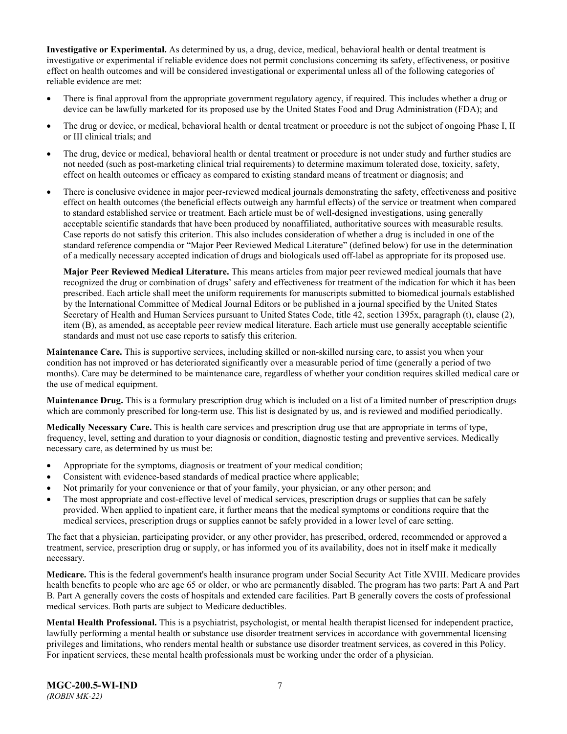**Investigative or Experimental.** As determined by us, a drug, device, medical, behavioral health or dental treatment is investigative or experimental if reliable evidence does not permit conclusions concerning its safety, effectiveness, or positive effect on health outcomes and will be considered investigational or experimental unless all of the following categories of reliable evidence are met:

- There is final approval from the appropriate government regulatory agency, if required. This includes whether a drug or device can be lawfully marketed for its proposed use by the United States Food and Drug Administration (FDA); and
- The drug or device, or medical, behavioral health or dental treatment or procedure is not the subject of ongoing Phase I, II or III clinical trials; and
- The drug, device or medical, behavioral health or dental treatment or procedure is not under study and further studies are not needed (such as post-marketing clinical trial requirements) to determine maximum tolerated dose, toxicity, safety, effect on health outcomes or efficacy as compared to existing standard means of treatment or diagnosis; and
- There is conclusive evidence in major peer-reviewed medical journals demonstrating the safety, effectiveness and positive effect on health outcomes (the beneficial effects outweigh any harmful effects) of the service or treatment when compared to standard established service or treatment. Each article must be of well-designed investigations, using generally acceptable scientific standards that have been produced by nonaffiliated, authoritative sources with measurable results. Case reports do not satisfy this criterion. This also includes consideration of whether a drug is included in one of the standard reference compendia or "Major Peer Reviewed Medical Literature" (defined below) for use in the determination of a medically necessary accepted indication of drugs and biologicals used off-label as appropriate for its proposed use.

  **Major Peer Reviewed Medical Literature.** This means articles from major peer reviewed medical journals that have recognized the drug or combination of drugs' safety and effectiveness for treatment of the indication for which it has been prescribed. Each article shall meet the uniform requirements for manuscripts submitted to biomedical journals established by the International Committee of Medical Journal Editors or be published in a journal specified by the United States Secretary of Health and Human Services pursuant to United States Code, title 42, section 1395x, paragraph (t), clause (2), item (B), as amended, as acceptable peer review medical literature. Each article must use generally acceptable scientific standards and must not use case reports to satisfy this criterion.

**Maintenance Care.** This is supportive services, including skilled or non-skilled nursing care, to assist you when your condition has not improved or has deteriorated significantly over a measurable period of time (generally a period of two months). Care may be determined to be maintenance care, regardless of whether your condition requires skilled medical care or the use of medical equipment.

**Maintenance Drug.** This is a formulary prescription drug which is included on a list of a limited number of prescription drugs which are commonly prescribed for long-term use. This list is designated by us, and is reviewed and modified periodically.

**Medically Necessary Care.** This is health care services and prescription drug use that are appropriate in terms of type, frequency, level, setting and duration to your diagnosis or condition, diagnostic testing and preventive services. Medically necessary care, as determined by us must be:

- Appropriate for the symptoms, diagnosis or treatment of your medical condition;
- Consistent with evidence-based standards of medical practice where applicable;
- Not primarily for your convenience or that of your family, your physician, or any other person; and
- The most appropriate and cost-effective level of medical services, prescription drugs or supplies that can be safely provided. When applied to inpatient care, it further means that the medical symptoms or conditions require that the medical services, prescription drugs or supplies cannot be safely provided in a lower level of care setting.

The fact that a physician, participating provider, or any other provider, has prescribed, ordered, recommended or approved a treatment, service, prescription drug or supply, or has informed you of its availability, does not in itself make it medically necessary.

**Medicare.** This is the federal government's health insurance program under Social Security Act Title XVIII. Medicare provides health benefits to people who are age 65 or older, or who are permanently disabled. The program has two parts: Part A and Part B. Part A generally covers the costs of hospitals and extended care facilities. Part B generally covers the costs of professional medical services. Both parts are subject to Medicare deductibles.

**Mental Health Professional.** This is a psychiatrist, psychologist, or mental health therapist licensed for independent practice, lawfully performing a mental health or substance use disorder treatment services in accordance with governmental licensing privileges and limitations, who renders mental health or substance use disorder treatment services, as covered in this Policy. For inpatient services, these mental health professionals must be working under the order of a physician.

**MGC-200.5-WI-IND**
*(ROBIN MK-22)*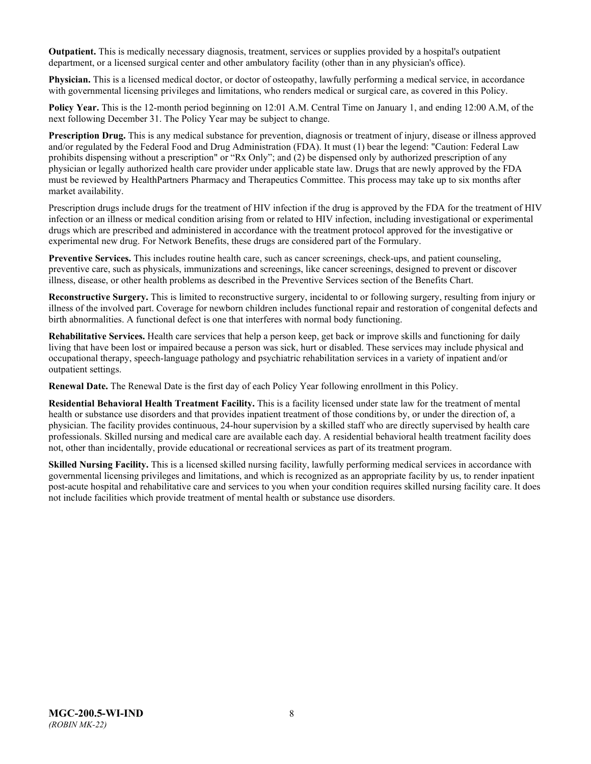**Outpatient.** This is medically necessary diagnosis, treatment, services or supplies provided by a hospital's outpatient department, or a licensed surgical center and other ambulatory facility (other than in any physician's office).

**Physician.** This is a licensed medical doctor, or doctor of osteopathy, lawfully performing a medical service, in accordance with governmental licensing privileges and limitations, who renders medical or surgical care, as covered in this Policy.

**Policy Year.** This is the 12-month period beginning on 12:01 A.M. Central Time on January 1, and ending 12:00 A.M, of the next following December 31. The Policy Year may be subject to change.

**Prescription Drug.** This is any medical substance for prevention, diagnosis or treatment of injury, disease or illness approved and/or regulated by the Federal Food and Drug Administration (FDA). It must (1) bear the legend: "Caution: Federal Law prohibits dispensing without a prescription" or "Rx Only"; and (2) be dispensed only by authorized prescription of any physician or legally authorized health care provider under applicable state law. Drugs that are newly approved by the FDA must be reviewed by HealthPartners Pharmacy and Therapeutics Committee. This process may take up to six months after market availability.

Prescription drugs include drugs for the treatment of HIV infection if the drug is approved by the FDA for the treatment of HIV infection or an illness or medical condition arising from or related to HIV infection, including investigational or experimental drugs which are prescribed and administered in accordance with the treatment protocol approved for the investigative or experimental new drug. For Network Benefits, these drugs are considered part of the Formulary.

**Preventive Services.** This includes routine health care, such as cancer screenings, check-ups, and patient counseling, preventive care, such as physicals, immunizations and screenings, like cancer screenings, designed to prevent or discover illness, disease, or other health problems as described in the Preventive Services section of the Benefits Chart.

**Reconstructive Surgery.** This is limited to reconstructive surgery, incidental to or following surgery, resulting from injury or illness of the involved part. Coverage for newborn children includes functional repair and restoration of congenital defects and birth abnormalities. A functional defect is one that interferes with normal body functioning.

**Rehabilitative Services.** Health care services that help a person keep, get back or improve skills and functioning for daily living that have been lost or impaired because a person was sick, hurt or disabled. These services may include physical and occupational therapy, speech-language pathology and psychiatric rehabilitation services in a variety of inpatient and/or outpatient settings.

**Renewal Date.** The Renewal Date is the first day of each Policy Year following enrollment in this Policy.

**Residential Behavioral Health Treatment Facility.** This is a facility licensed under state law for the treatment of mental health or substance use disorders and that provides inpatient treatment of those conditions by, or under the direction of, a physician. The facility provides continuous, 24-hour supervision by a skilled staff who are directly supervised by health care professionals. Skilled nursing and medical care are available each day. A residential behavioral health treatment facility does not, other than incidentally, provide educational or recreational services as part of its treatment program.

**Skilled Nursing Facility.** This is a licensed skilled nursing facility, lawfully performing medical services in accordance with governmental licensing privileges and limitations, and which is recognized as an appropriate facility by us, to render inpatient post-acute hospital and rehabilitative care and services to you when your condition requires skilled nursing facility care. It does not include facilities which provide treatment of mental health or substance use disorders.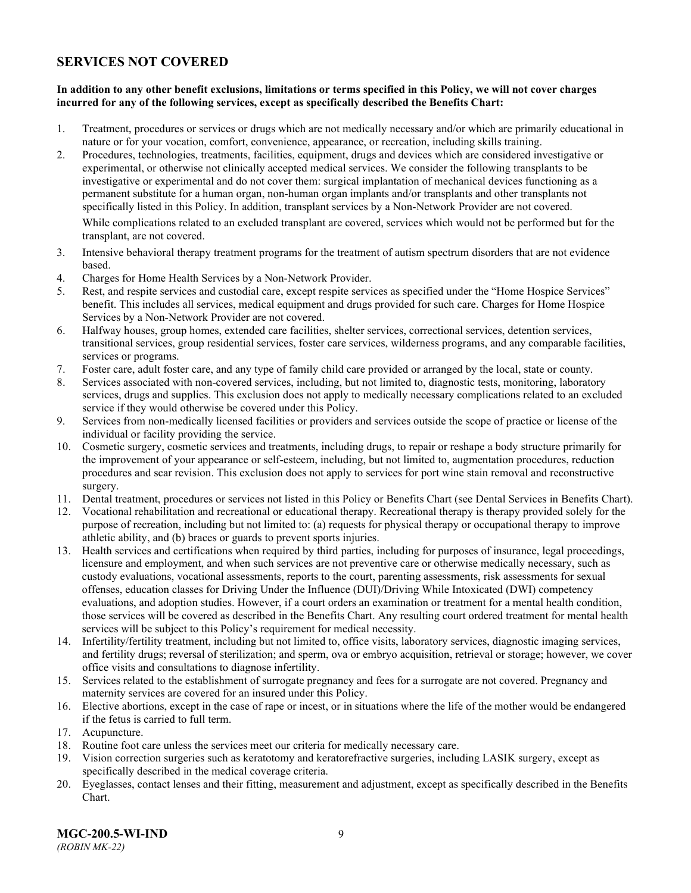## SERVICES NOT COVERED

**In addition to any other benefit exclusions, limitations or terms specified in this Policy, we will not cover charges incurred for any of the following services, except as specifically described the Benefits Chart:**

1. Treatment, procedures or services or drugs which are not medically necessary and/or which are primarily educational in nature or for your vocation, comfort, convenience, appearance, or recreation, including skills training.
2. Procedures, technologies, treatments, facilities, equipment, drugs and devices which are considered investigative or experimental, or otherwise not clinically accepted medical services. We consider the following transplants to be investigative or experimental and do not cover them: surgical implantation of mechanical devices functioning as a permanent substitute for a human organ, non-human organ implants and/or transplants and other transplants not specifically listed in this Policy. In addition, transplant services by a Non-Network Provider are not covered.

   While complications related to an excluded transplant are covered, services which would not be performed but for the transplant, are not covered.
3. Intensive behavioral therapy treatment programs for the treatment of autism spectrum disorders that are not evidence based.
4. Charges for Home Health Services by a Non-Network Provider.
5. Rest, and respite services and custodial care, except respite services as specified under the "Home Hospice Services" benefit. This includes all services, medical equipment and drugs provided for such care. Charges for Home Hospice Services by a Non-Network Provider are not covered.
6. Halfway houses, group homes, extended care facilities, shelter services, correctional services, detention services, transitional services, group residential services, foster care services, wilderness programs, and any comparable facilities, services or programs.
7. Foster care, adult foster care, and any type of family child care provided or arranged by the local, state or county.
8. Services associated with non-covered services, including, but not limited to, diagnostic tests, monitoring, laboratory services, drugs and supplies. This exclusion does not apply to medically necessary complications related to an excluded service if they would otherwise be covered under this Policy.
9. Services from non-medically licensed facilities or providers and services outside the scope of practice or license of the individual or facility providing the service.
10. Cosmetic surgery, cosmetic services and treatments, including drugs, to repair or reshape a body structure primarily for the improvement of your appearance or self-esteem, including, but not limited to, augmentation procedures, reduction procedures and scar revision. This exclusion does not apply to services for port wine stain removal and reconstructive surgery.
11. Dental treatment, procedures or services not listed in this Policy or Benefits Chart (see Dental Services in Benefits Chart).
12. Vocational rehabilitation and recreational or educational therapy. Recreational therapy is therapy provided solely for the purpose of recreation, including but not limited to: (a) requests for physical therapy or occupational therapy to improve athletic ability, and (b) braces or guards to prevent sports injuries.
13. Health services and certifications when required by third parties, including for purposes of insurance, legal proceedings, licensure and employment, and when such services are not preventive care or otherwise medically necessary, such as custody evaluations, vocational assessments, reports to the court, parenting assessments, risk assessments for sexual offenses, education classes for Driving Under the Influence (DUI)/Driving While Intoxicated (DWI) competency evaluations, and adoption studies. However, if a court orders an examination or treatment for a mental health condition, those services will be covered as described in the Benefits Chart. Any resulting court ordered treatment for mental health services will be subject to this Policy's requirement for medical necessity.
14. Infertility/fertility treatment, including but not limited to, office visits, laboratory services, diagnostic imaging services, and fertility drugs; reversal of sterilization; and sperm, ova or embryo acquisition, retrieval or storage; however, we cover office visits and consultations to diagnose infertility.
15. Services related to the establishment of surrogate pregnancy and fees for a surrogate are not covered. Pregnancy and maternity services are covered for an insured under this Policy.
16. Elective abortions, except in the case of rape or incest, or in situations where the life of the mother would be endangered if the fetus is carried to full term.
17. Acupuncture.
18. Routine foot care unless the services meet our criteria for medically necessary care.
19. Vision correction surgeries such as keratotomy and keratorefractive surgeries, including LASIK surgery, except as specifically described in the medical coverage criteria.
20. Eyeglasses, contact lenses and their fitting, measurement and adjustment, except as specifically described in the Benefits Chart.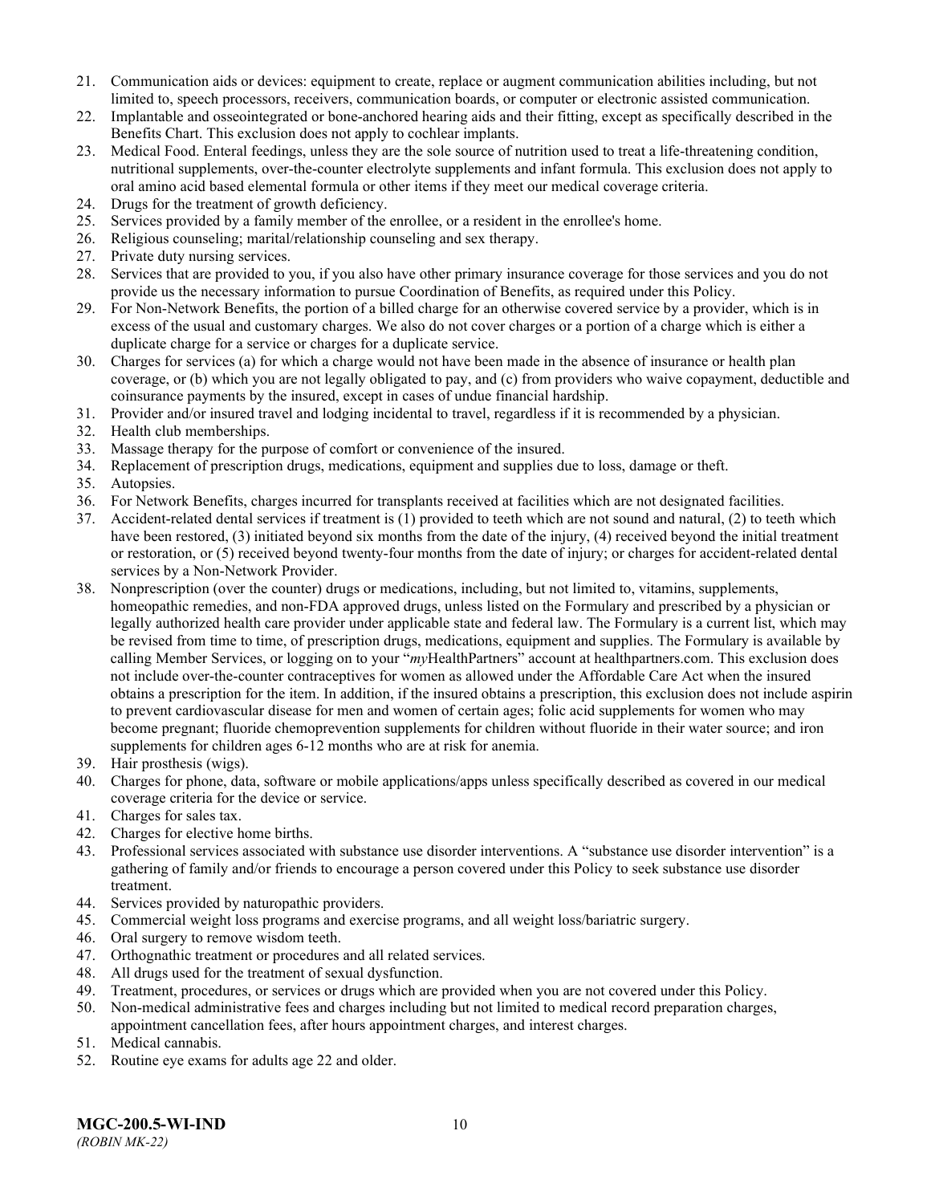21. Communication aids or devices: equipment to create, replace or augment communication abilities including, but not limited to, speech processors, receivers, communication boards, or computer or electronic assisted communication.
22. Implantable and osseointegrated or bone-anchored hearing aids and their fitting, except as specifically described in the Benefits Chart. This exclusion does not apply to cochlear implants.
23. Medical Food. Enteral feedings, unless they are the sole source of nutrition used to treat a life-threatening condition, nutritional supplements, over-the-counter electrolyte supplements and infant formula. This exclusion does not apply to oral amino acid based elemental formula or other items if they meet our medical coverage criteria.
24. Drugs for the treatment of growth deficiency.
25. Services provided by a family member of the enrollee, or a resident in the enrollee's home.
26. Religious counseling; marital/relationship counseling and sex therapy.
27. Private duty nursing services.
28. Services that are provided to you, if you also have other primary insurance coverage for those services and you do not provide us the necessary information to pursue Coordination of Benefits, as required under this Policy.
29. For Non-Network Benefits, the portion of a billed charge for an otherwise covered service by a provider, which is in excess of the usual and customary charges. We also do not cover charges or a portion of a charge which is either a duplicate charge for a service or charges for a duplicate service.
30. Charges for services (a) for which a charge would not have been made in the absence of insurance or health plan coverage, or (b) which you are not legally obligated to pay, and (c) from providers who waive copayment, deductible and coinsurance payments by the insured, except in cases of undue financial hardship.
31. Provider and/or insured travel and lodging incidental to travel, regardless if it is recommended by a physician.
32. Health club memberships.
33. Massage therapy for the purpose of comfort or convenience of the insured.
34. Replacement of prescription drugs, medications, equipment and supplies due to loss, damage or theft.
35. Autopsies.
36. For Network Benefits, charges incurred for transplants received at facilities which are not designated facilities.
37. Accident-related dental services if treatment is (1) provided to teeth which are not sound and natural, (2) to teeth which have been restored, (3) initiated beyond six months from the date of the injury, (4) received beyond the initial treatment or restoration, or (5) received beyond twenty-four months from the date of injury; or charges for accident-related dental services by a Non-Network Provider.
38. Nonprescription (over the counter) drugs or medications, including, but not limited to, vitamins, supplements, homeopathic remedies, and non-FDA approved drugs, unless listed on the Formulary and prescribed by a physician or legally authorized health care provider under applicable state and federal law. The Formulary is a current list, which may be revised from time to time, of prescription drugs, medications, equipment and supplies. The Formulary is available by calling Member Services, or logging on to your "*my*HealthPartners" account at healthpartners.com. This exclusion does not include over-the-counter contraceptives for women as allowed under the Affordable Care Act when the insured obtains a prescription for the item. In addition, if the insured obtains a prescription, this exclusion does not include aspirin to prevent cardiovascular disease for men and women of certain ages; folic acid supplements for women who may become pregnant; fluoride chemoprevention supplements for children without fluoride in their water source; and iron supplements for children ages 6-12 months who are at risk for anemia.
39. Hair prosthesis (wigs).
40. Charges for phone, data, software or mobile applications/apps unless specifically described as covered in our medical coverage criteria for the device or service.
41. Charges for sales tax.
42. Charges for elective home births.
43. Professional services associated with substance use disorder interventions. A "substance use disorder intervention" is a gathering of family and/or friends to encourage a person covered under this Policy to seek substance use disorder treatment.
44. Services provided by naturopathic providers.
45. Commercial weight loss programs and exercise programs, and all weight loss/bariatric surgery.
46. Oral surgery to remove wisdom teeth.
47. Orthognathic treatment or procedures and all related services.
48. All drugs used for the treatment of sexual dysfunction.
49. Treatment, procedures, or services or drugs which are provided when you are not covered under this Policy.
50. Non-medical administrative fees and charges including but not limited to medical record preparation charges, appointment cancellation fees, after hours appointment charges, and interest charges.
51. Medical cannabis.
52. Routine eye exams for adults age 22 and older.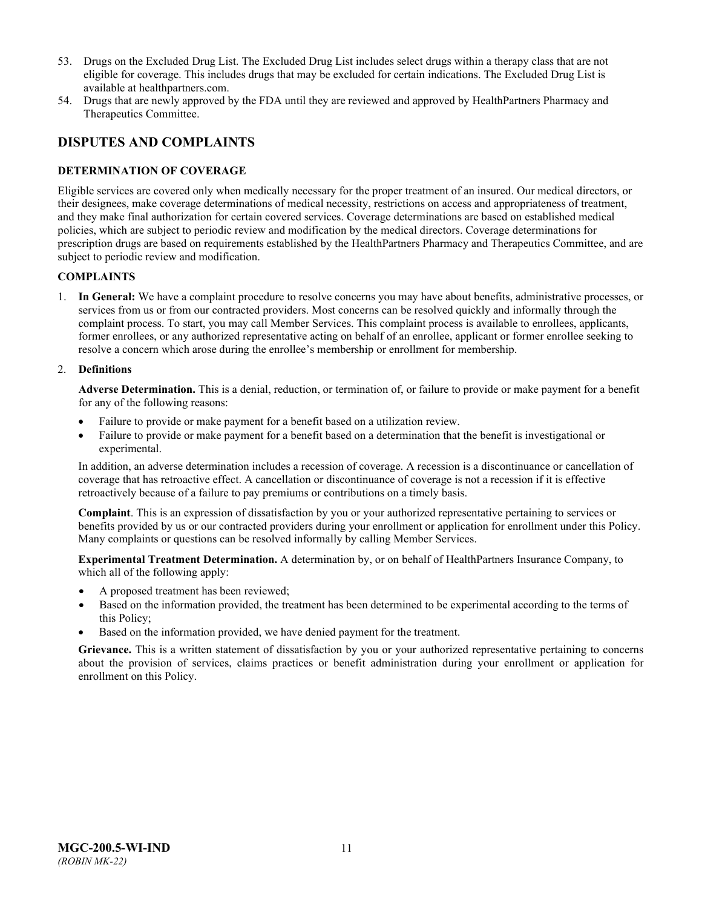53. Drugs on the Excluded Drug List. The Excluded Drug List includes select drugs within a therapy class that are not eligible for coverage. This includes drugs that may be excluded for certain indications. The Excluded Drug List is available at healthpartners.com.
54. Drugs that are newly approved by the FDA until they are reviewed and approved by HealthPartners Pharmacy and Therapeutics Committee.

## DISPUTES AND COMPLAINTS

### DETERMINATION OF COVERAGE

Eligible services are covered only when medically necessary for the proper treatment of an insured. Our medical directors, or their designees, make coverage determinations of medical necessity, restrictions on access and appropriateness of treatment, and they make final authorization for certain covered services. Coverage determinations are based on established medical policies, which are subject to periodic review and modification by the medical directors. Coverage determinations for prescription drugs are based on requirements established by the HealthPartners Pharmacy and Therapeutics Committee, and are subject to periodic review and modification.

### COMPLAINTS

1. **In General:** We have a complaint procedure to resolve concerns you may have about benefits, administrative processes, or services from us or from our contracted providers. Most concerns can be resolved quickly and informally through the complaint process. To start, you may call Member Services. This complaint process is available to enrollees, applicants, former enrollees, or any authorized representative acting on behalf of an enrollee, applicant or former enrollee seeking to resolve a concern which arose during the enrollee's membership or enrollment for membership.

2. **Definitions**

   **Adverse Determination.** This is a denial, reduction, or termination of, or failure to provide or make payment for a benefit for any of the following reasons:

   - Failure to provide or make payment for a benefit based on a utilization review.
   - Failure to provide or make payment for a benefit based on a determination that the benefit is investigational or experimental.

   In addition, an adverse determination includes a recession of coverage. A recession is a discontinuance or cancellation of coverage that has retroactive effect. A cancellation or discontinuance of coverage is not a recession if it is effective retroactively because of a failure to pay premiums or contributions on a timely basis.

   **Complaint**. This is an expression of dissatisfaction by you or your authorized representative pertaining to services or benefits provided by us or our contracted providers during your enrollment or application for enrollment under this Policy. Many complaints or questions can be resolved informally by calling Member Services.

   **Experimental Treatment Determination.** A determination by, or on behalf of HealthPartners Insurance Company, to which all of the following apply:

   - A proposed treatment has been reviewed;
   - Based on the information provided, the treatment has been determined to be experimental according to the terms of this Policy;
   - Based on the information provided, we have denied payment for the treatment.

   **Grievance.** This is a written statement of dissatisfaction by you or your authorized representative pertaining to concerns about the provision of services, claims practices or benefit administration during your enrollment or application for enrollment on this Policy.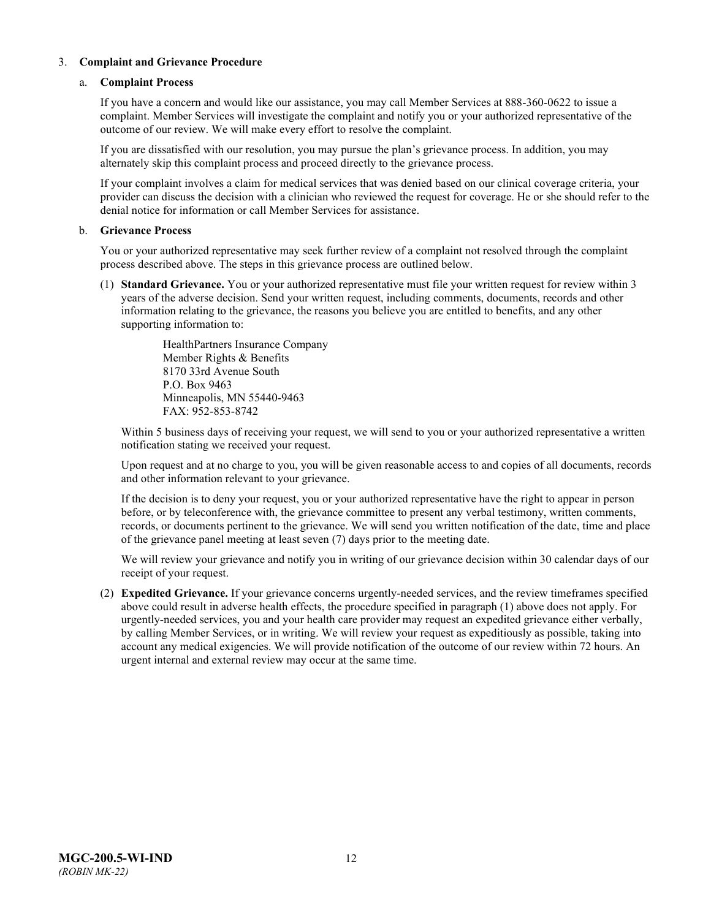3. **Complaint and Grievance Procedure**

   a. **Complaint Process**

   If you have a concern and would like our assistance, you may call Member Services at 888-360-0622 to issue a complaint. Member Services will investigate the complaint and notify you or your authorized representative of the outcome of our review. We will make every effort to resolve the complaint.

   If you are dissatisfied with our resolution, you may pursue the plan's grievance process. In addition, you may alternately skip this complaint process and proceed directly to the grievance process.

   If your complaint involves a claim for medical services that was denied based on our clinical coverage criteria, your provider can discuss the decision with a clinician who reviewed the request for coverage. He or she should refer to the denial notice for information or call Member Services for assistance.

   b. **Grievance Process**

   You or your authorized representative may seek further review of a complaint not resolved through the complaint process described above. The steps in this grievance process are outlined below.

   (1) **Standard Grievance.** You or your authorized representative must file your written request for review within 3 years of the adverse decision. Send your written request, including comments, documents, records and other information relating to the grievance, the reasons you believe you are entitled to benefits, and any other supporting information to:

   HealthPartners Insurance Company
   Member Rights & Benefits
   8170 33rd Avenue South
   P.O. Box 9463
   Minneapolis, MN 55440-9463
   FAX: 952-853-8742

   Within 5 business days of receiving your request, we will send to you or your authorized representative a written notification stating we received your request.

   Upon request and at no charge to you, you will be given reasonable access to and copies of all documents, records and other information relevant to your grievance.

   If the decision is to deny your request, you or your authorized representative have the right to appear in person before, or by teleconference with, the grievance committee to present any verbal testimony, written comments, records, or documents pertinent to the grievance. We will send you written notification of the date, time and place of the grievance panel meeting at least seven (7) days prior to the meeting date.

   We will review your grievance and notify you in writing of our grievance decision within 30 calendar days of our receipt of your request.

   (2) **Expedited Grievance.** If your grievance concerns urgently-needed services, and the review timeframes specified above could result in adverse health effects, the procedure specified in paragraph (1) above does not apply. For urgently-needed services, you and your health care provider may request an expedited grievance either verbally, by calling Member Services, or in writing. We will review your request as expeditiously as possible, taking into account any medical exigencies. We will provide notification of the outcome of our review within 72 hours. An urgent internal and external review may occur at the same time.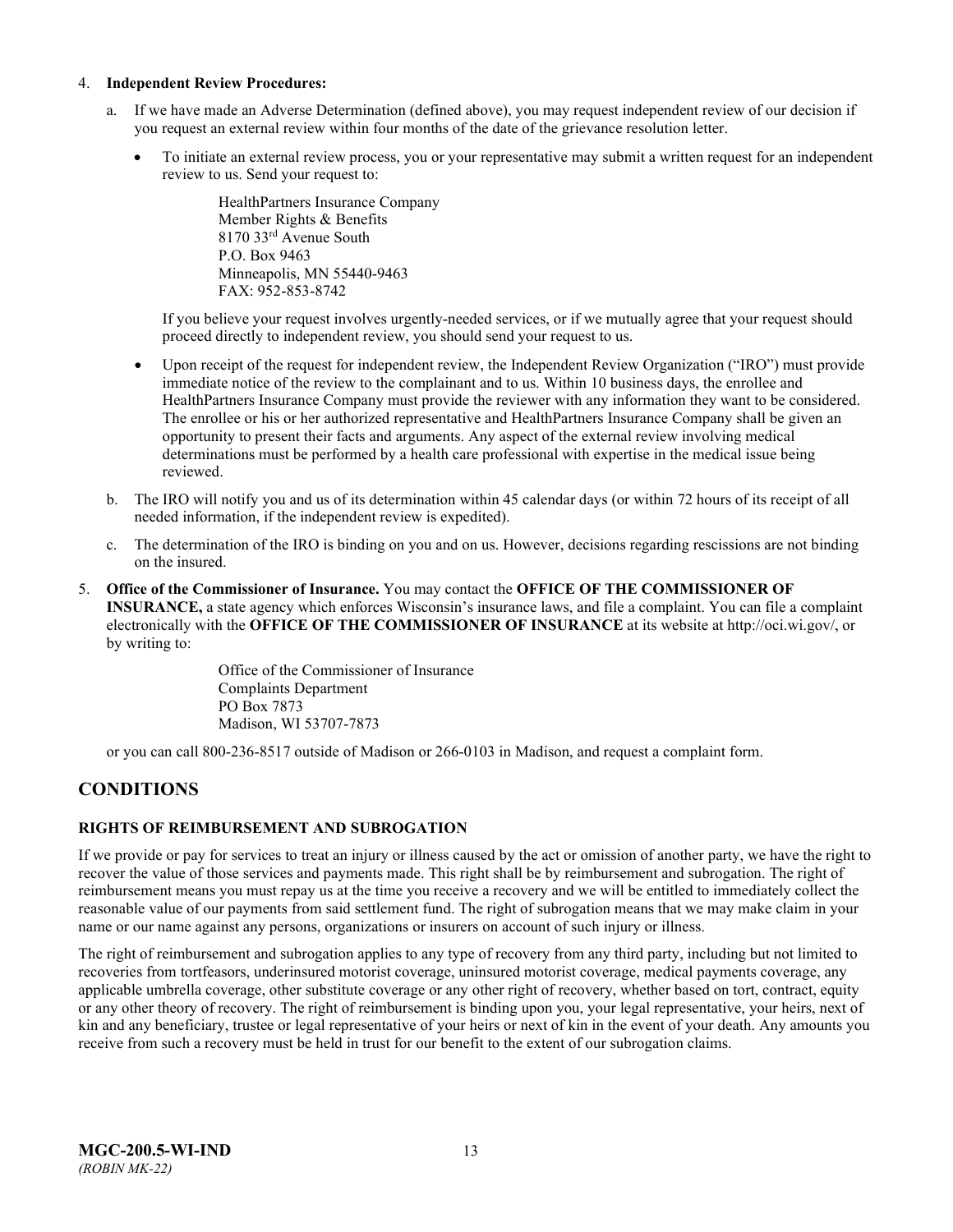4. **Independent Review Procedures:**

   a. If we have made an Adverse Determination (defined above), you may request independent review of our decision if you request an external review within four months of the date of the grievance resolution letter.

      - To initiate an external review process, you or your representative may submit a written request for an independent review to us. Send your request to:

        HealthPartners Insurance Company
        Member Rights & Benefits
        8170 33rd Avenue South
        P.O. Box 9463
        Minneapolis, MN 55440-9463
        FAX: 952-853-8742

        If you believe your request involves urgently-needed services, or if we mutually agree that your request should proceed directly to independent review, you should send your request to us.

      - Upon receipt of the request for independent review, the Independent Review Organization ("IRO") must provide immediate notice of the review to the complainant and to us. Within 10 business days, the enrollee and HealthPartners Insurance Company must provide the reviewer with any information they want to be considered. The enrollee or his or her authorized representative and HealthPartners Insurance Company shall be given an opportunity to present their facts and arguments. Any aspect of the external review involving medical determinations must be performed by a health care professional with expertise in the medical issue being reviewed.

   b. The IRO will notify you and us of its determination within 45 calendar days (or within 72 hours of its receipt of all needed information, if the independent review is expedited).

   c. The determination of the IRO is binding on you and on us. However, decisions regarding rescissions are not binding on the insured.

5. **Office of the Commissioner of Insurance.** You may contact the **OFFICE OF THE COMMISSIONER OF INSURANCE,** a state agency which enforces Wisconsin's insurance laws, and file a complaint. You can file a complaint electronically with the **OFFICE OF THE COMMISSIONER OF INSURANCE** at its website at http://oci.wi.gov/, or by writing to:

   Office of the Commissioner of Insurance
   Complaints Department
   PO Box 7873
   Madison, WI 53707-7873

   or you can call 800-236-8517 outside of Madison or 266-0103 in Madison, and request a complaint form.

## CONDITIONS

### RIGHTS OF REIMBURSEMENT AND SUBROGATION

If we provide or pay for services to treat an injury or illness caused by the act or omission of another party, we have the right to recover the value of those services and payments made. This right shall be by reimbursement and subrogation. The right of reimbursement means you must repay us at the time you receive a recovery and we will be entitled to immediately collect the reasonable value of our payments from said settlement fund. The right of subrogation means that we may make claim in your name or our name against any persons, organizations or insurers on account of such injury or illness.

The right of reimbursement and subrogation applies to any type of recovery from any third party, including but not limited to recoveries from tortfeasors, underinsured motorist coverage, uninsured motorist coverage, medical payments coverage, any applicable umbrella coverage, other substitute coverage or any other right of recovery, whether based on tort, contract, equity or any other theory of recovery. The right of reimbursement is binding upon you, your legal representative, your heirs, next of kin and any beneficiary, trustee or legal representative of your heirs or next of kin in the event of your death. Any amounts you receive from such a recovery must be held in trust for our benefit to the extent of our subrogation claims.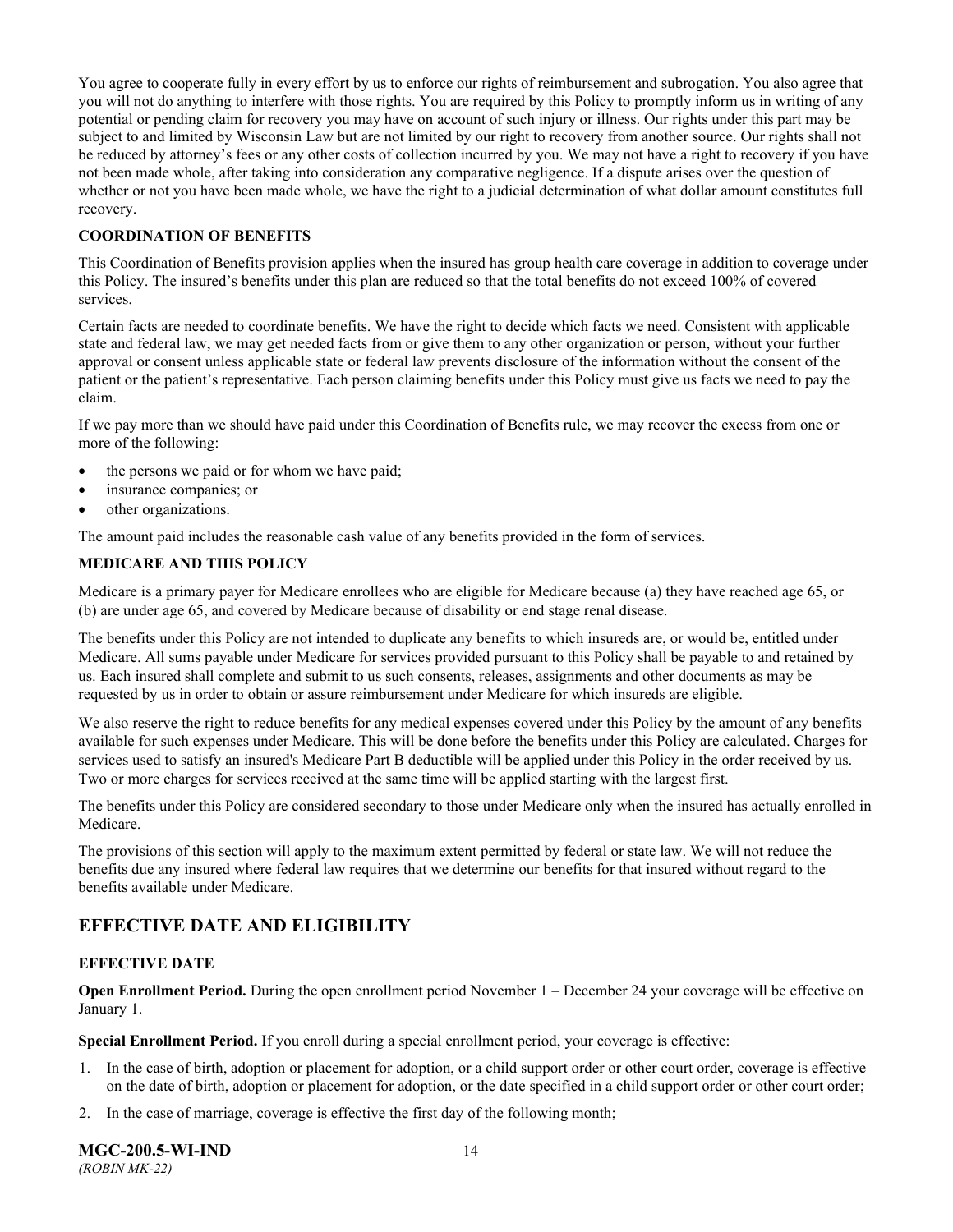You agree to cooperate fully in every effort by us to enforce our rights of reimbursement and subrogation. You also agree that you will not do anything to interfere with those rights. You are required by this Policy to promptly inform us in writing of any potential or pending claim for recovery you may have on account of such injury or illness. Our rights under this part may be subject to and limited by Wisconsin Law but are not limited by our right to recovery from another source. Our rights shall not be reduced by attorney's fees or any other costs of collection incurred by you. We may not have a right to recovery if you have not been made whole, after taking into consideration any comparative negligence. If a dispute arises over the question of whether or not you have been made whole, we have the right to a judicial determination of what dollar amount constitutes full recovery.

### COORDINATION OF BENEFITS

This Coordination of Benefits provision applies when the insured has group health care coverage in addition to coverage under this Policy. The insured's benefits under this plan are reduced so that the total benefits do not exceed 100% of covered services.

Certain facts are needed to coordinate benefits. We have the right to decide which facts we need. Consistent with applicable state and federal law, we may get needed facts from or give them to any other organization or person, without your further approval or consent unless applicable state or federal law prevents disclosure of the information without the consent of the patient or the patient's representative. Each person claiming benefits under this Policy must give us facts we need to pay the claim.

If we pay more than we should have paid under this Coordination of Benefits rule, we may recover the excess from one or more of the following:

- the persons we paid or for whom we have paid;
- insurance companies; or
- other organizations.

The amount paid includes the reasonable cash value of any benefits provided in the form of services.

### MEDICARE AND THIS POLICY

Medicare is a primary payer for Medicare enrollees who are eligible for Medicare because (a) they have reached age 65, or (b) are under age 65, and covered by Medicare because of disability or end stage renal disease.

The benefits under this Policy are not intended to duplicate any benefits to which insureds are, or would be, entitled under Medicare. All sums payable under Medicare for services provided pursuant to this Policy shall be payable to and retained by us. Each insured shall complete and submit to us such consents, releases, assignments and other documents as may be requested by us in order to obtain or assure reimbursement under Medicare for which insureds are eligible.

We also reserve the right to reduce benefits for any medical expenses covered under this Policy by the amount of any benefits available for such expenses under Medicare. This will be done before the benefits under this Policy are calculated. Charges for services used to satisfy an insured's Medicare Part B deductible will be applied under this Policy in the order received by us. Two or more charges for services received at the same time will be applied starting with the largest first.

The benefits under this Policy are considered secondary to those under Medicare only when the insured has actually enrolled in Medicare.

The provisions of this section will apply to the maximum extent permitted by federal or state law. We will not reduce the benefits due any insured where federal law requires that we determine our benefits for that insured without regard to the benefits available under Medicare.

## EFFECTIVE DATE AND ELIGIBILITY

### EFFECTIVE DATE

**Open Enrollment Period.** During the open enrollment period November 1 – December 24 your coverage will be effective on January 1.

**Special Enrollment Period.** If you enroll during a special enrollment period, your coverage is effective:

1. In the case of birth, adoption or placement for adoption, or a child support order or other court order, coverage is effective on the date of birth, adoption or placement for adoption, or the date specified in a child support order or other court order;
2. In the case of marriage, coverage is effective the first day of the following month;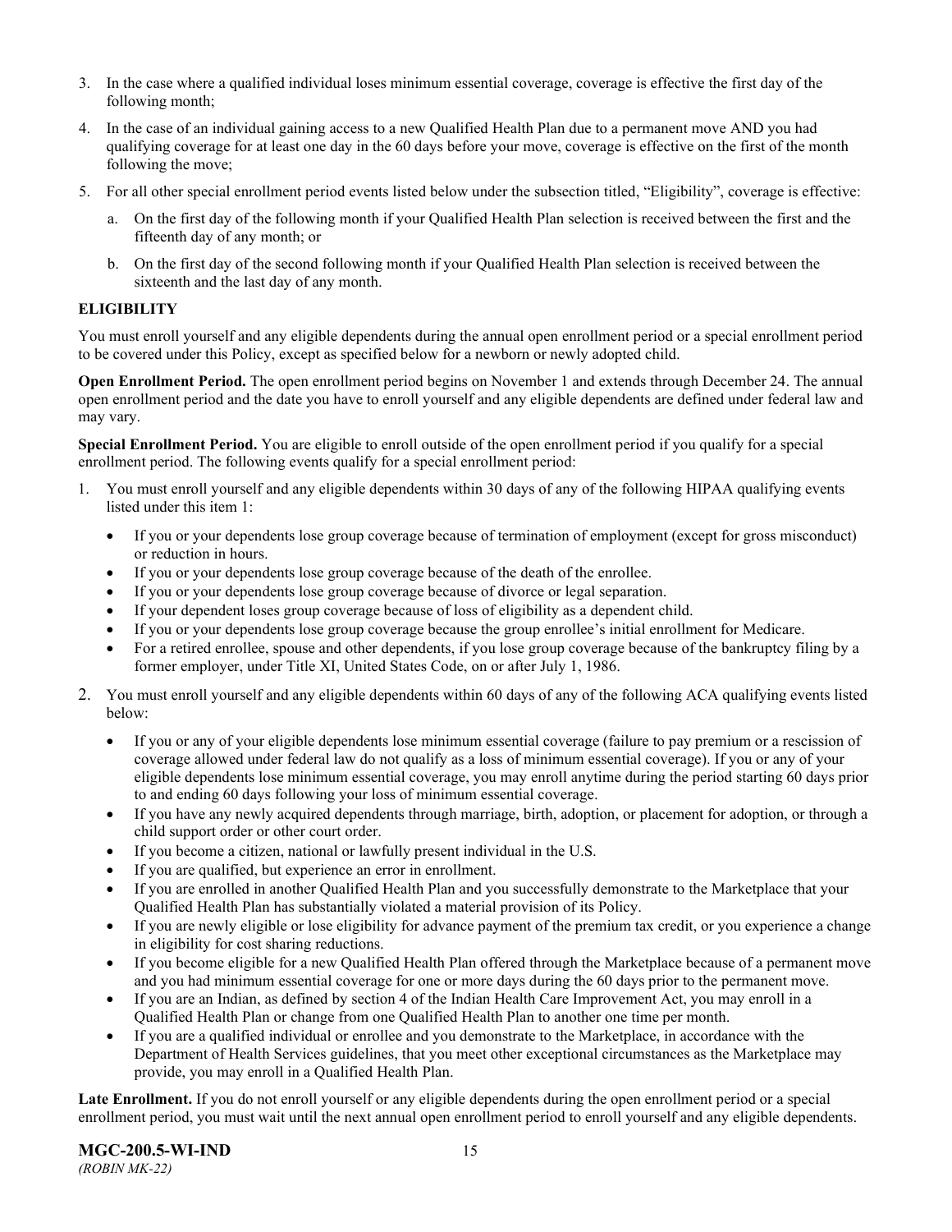3. In the case where a qualified individual loses minimum essential coverage, coverage is effective the first day of the following month;
4. In the case of an individual gaining access to a new Qualified Health Plan due to a permanent move AND you had qualifying coverage for at least one day in the 60 days before your move, coverage is effective on the first of the month following the move;
5. For all other special enrollment period events listed below under the subsection titled, "Eligibility", coverage is effective:
   a. On the first day of the following month if your Qualified Health Plan selection is received between the first and the fifteenth day of any month; or
   b. On the first day of the second following month if your Qualified Health Plan selection is received between the sixteenth and the last day of any month.

### ELIGIBILITY

You must enroll yourself and any eligible dependents during the annual open enrollment period or a special enrollment period to be covered under this Policy, except as specified below for a newborn or newly adopted child.

**Open Enrollment Period.** The open enrollment period begins on November 1 and extends through December 24. The annual open enrollment period and the date you have to enroll yourself and any eligible dependents are defined under federal law and may vary.

**Special Enrollment Period.** You are eligible to enroll outside of the open enrollment period if you qualify for a special enrollment period. The following events qualify for a special enrollment period:

1. You must enroll yourself and any eligible dependents within 30 days of any of the following HIPAA qualifying events listed under this item 1:
   - If you or your dependents lose group coverage because of termination of employment (except for gross misconduct) or reduction in hours.
   - If you or your dependents lose group coverage because of the death of the enrollee.
   - If you or your dependents lose group coverage because of divorce or legal separation.
   - If your dependent loses group coverage because of loss of eligibility as a dependent child.
   - If you or your dependents lose group coverage because the group enrollee's initial enrollment for Medicare.
   - For a retired enrollee, spouse and other dependents, if you lose group coverage because of the bankruptcy filing by a former employer, under Title XI, United States Code, on or after July 1, 1986.
2. You must enroll yourself and any eligible dependents within 60 days of any of the following ACA qualifying events listed below:
   - If you or any of your eligible dependents lose minimum essential coverage (failure to pay premium or a rescission of coverage allowed under federal law do not qualify as a loss of minimum essential coverage). If you or any of your eligible dependents lose minimum essential coverage, you may enroll anytime during the period starting 60 days prior to and ending 60 days following your loss of minimum essential coverage.
   - If you have any newly acquired dependents through marriage, birth, adoption, or placement for adoption, or through a child support order or other court order.
   - If you become a citizen, national or lawfully present individual in the U.S.
   - If you are qualified, but experience an error in enrollment.
   - If you are enrolled in another Qualified Health Plan and you successfully demonstrate to the Marketplace that your Qualified Health Plan has substantially violated a material provision of its Policy.
   - If you are newly eligible or lose eligibility for advance payment of the premium tax credit, or you experience a change in eligibility for cost sharing reductions.
   - If you become eligible for a new Qualified Health Plan offered through the Marketplace because of a permanent move and you had minimum essential coverage for one or more days during the 60 days prior to the permanent move.
   - If you are an Indian, as defined by section 4 of the Indian Health Care Improvement Act, you may enroll in a Qualified Health Plan or change from one Qualified Health Plan to another one time per month.
   - If you are a qualified individual or enrollee and you demonstrate to the Marketplace, in accordance with the Department of Health Services guidelines, that you meet other exceptional circumstances as the Marketplace may provide, you may enroll in a Qualified Health Plan.

**Late Enrollment.** If you do not enroll yourself or any eligible dependents during the open enrollment period or a special enrollment period, you must wait until the next annual open enrollment period to enroll yourself and any eligible dependents.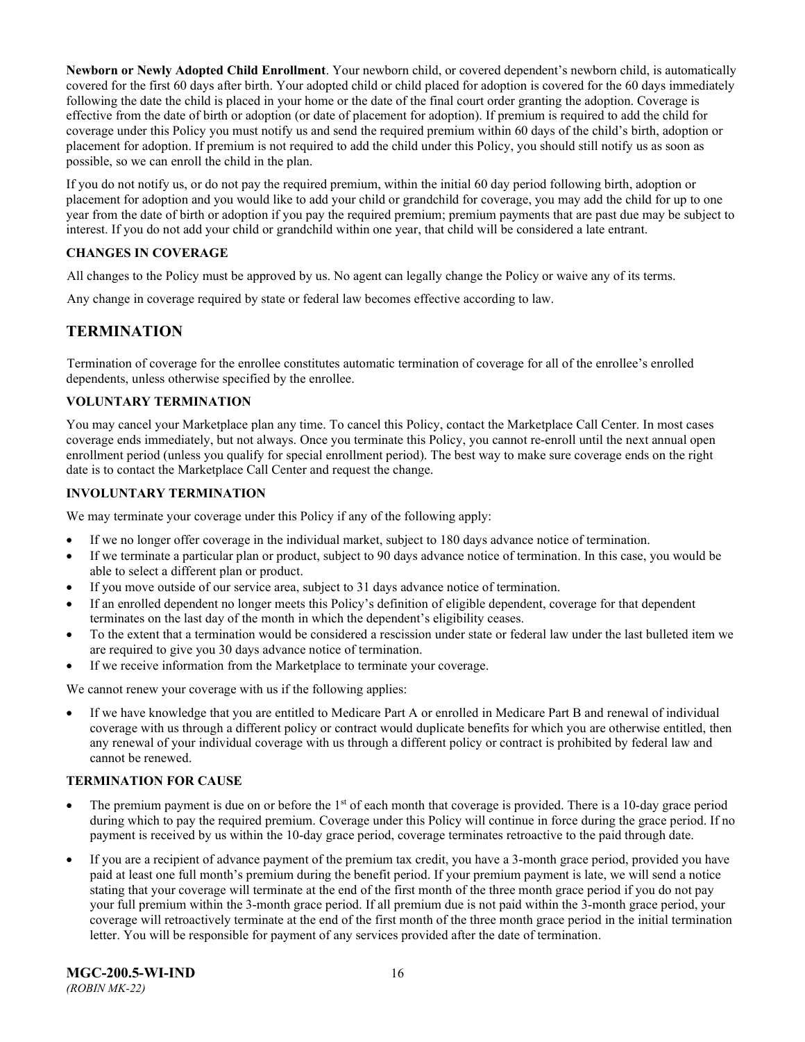**Newborn or Newly Adopted Child Enrollment**. Your newborn child, or covered dependent's newborn child, is automatically covered for the first 60 days after birth. Your adopted child or child placed for adoption is covered for the 60 days immediately following the date the child is placed in your home or the date of the final court order granting the adoption. Coverage is effective from the date of birth or adoption (or date of placement for adoption). If premium is required to add the child for coverage under this Policy you must notify us and send the required premium within 60 days of the child's birth, adoption or placement for adoption. If premium is not required to add the child under this Policy, you should still notify us as soon as possible, so we can enroll the child in the plan.

If you do not notify us, or do not pay the required premium, within the initial 60 day period following birth, adoption or placement for adoption and you would like to add your child or grandchild for coverage, you may add the child for up to one year from the date of birth or adoption if you pay the required premium; premium payments that are past due may be subject to interest. If you do not add your child or grandchild within one year, that child will be considered a late entrant.

### CHANGES IN COVERAGE

All changes to the Policy must be approved by us. No agent can legally change the Policy or waive any of its terms.

Any change in coverage required by state or federal law becomes effective according to law.

## TERMINATION

Termination of coverage for the enrollee constitutes automatic termination of coverage for all of the enrollee's enrolled dependents, unless otherwise specified by the enrollee.

### VOLUNTARY TERMINATION

You may cancel your Marketplace plan any time. To cancel this Policy, contact the Marketplace Call Center. In most cases coverage ends immediately, but not always. Once you terminate this Policy, you cannot re-enroll until the next annual open enrollment period (unless you qualify for special enrollment period). The best way to make sure coverage ends on the right date is to contact the Marketplace Call Center and request the change.

### INVOLUNTARY TERMINATION

We may terminate your coverage under this Policy if any of the following apply:

- If we no longer offer coverage in the individual market, subject to 180 days advance notice of termination.
- If we terminate a particular plan or product, subject to 90 days advance notice of termination. In this case, you would be able to select a different plan or product.
- If you move outside of our service area, subject to 31 days advance notice of termination.
- If an enrolled dependent no longer meets this Policy's definition of eligible dependent, coverage for that dependent terminates on the last day of the month in which the dependent's eligibility ceases.
- To the extent that a termination would be considered a rescission under state or federal law under the last bulleted item we are required to give you 30 days advance notice of termination.
- If we receive information from the Marketplace to terminate your coverage.

We cannot renew your coverage with us if the following applies:

- If we have knowledge that you are entitled to Medicare Part A or enrolled in Medicare Part B and renewal of individual coverage with us through a different policy or contract would duplicate benefits for which you are otherwise entitled, then any renewal of your individual coverage with us through a different policy or contract is prohibited by federal law and cannot be renewed.

### TERMINATION FOR CAUSE

- The premium payment is due on or before the 1st of each month that coverage is provided. There is a 10-day grace period during which to pay the required premium. Coverage under this Policy will continue in force during the grace period. If no payment is received by us within the 10-day grace period, coverage terminates retroactive to the paid through date.
- If you are a recipient of advance payment of the premium tax credit, you have a 3-month grace period, provided you have paid at least one full month's premium during the benefit period. If your premium payment is late, we will send a notice stating that your coverage will terminate at the end of the first month of the three month grace period if you do not pay your full premium within the 3-month grace period. If all premium due is not paid within the 3-month grace period, your coverage will retroactively terminate at the end of the first month of the three month grace period in the initial termination letter. You will be responsible for payment of any services provided after the date of termination.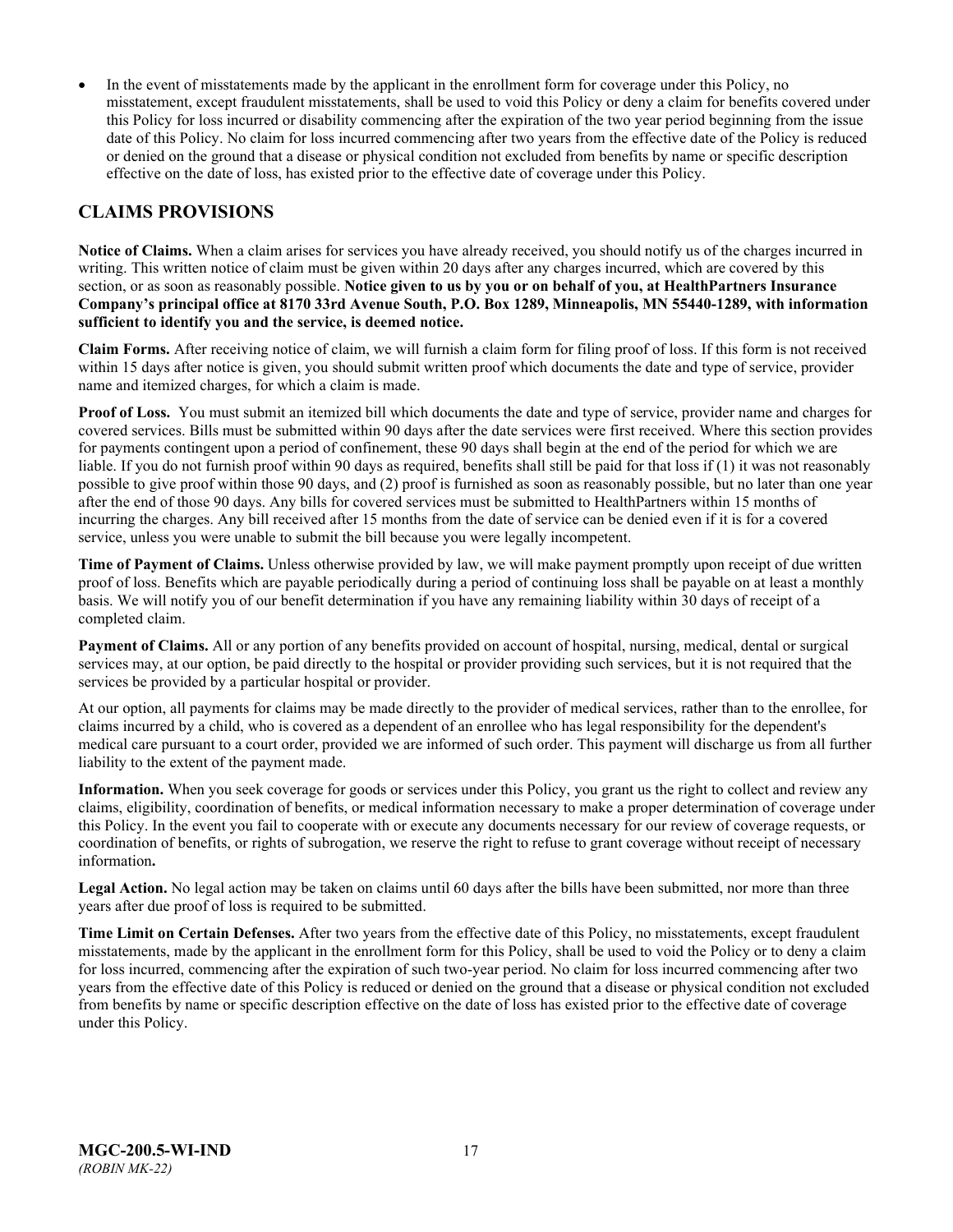- In the event of misstatements made by the applicant in the enrollment form for coverage under this Policy, no misstatement, except fraudulent misstatements, shall be used to void this Policy or deny a claim for benefits covered under this Policy for loss incurred or disability commencing after the expiration of the two year period beginning from the issue date of this Policy. No claim for loss incurred commencing after two years from the effective date of the Policy is reduced or denied on the ground that a disease or physical condition not excluded from benefits by name or specific description effective on the date of loss, has existed prior to the effective date of coverage under this Policy.

## CLAIMS PROVISIONS

**Notice of Claims.** When a claim arises for services you have already received, you should notify us of the charges incurred in writing. This written notice of claim must be given within 20 days after any charges incurred, which are covered by this section, or as soon as reasonably possible. **Notice given to us by you or on behalf of you, at HealthPartners Insurance Company's principal office at 8170 33rd Avenue South, P.O. Box 1289, Minneapolis, MN 55440-1289, with information sufficient to identify you and the service, is deemed notice.**

**Claim Forms.** After receiving notice of claim, we will furnish a claim form for filing proof of loss. If this form is not received within 15 days after notice is given, you should submit written proof which documents the date and type of service, provider name and itemized charges, for which a claim is made.

**Proof of Loss.** You must submit an itemized bill which documents the date and type of service, provider name and charges for covered services. Bills must be submitted within 90 days after the date services were first received. Where this section provides for payments contingent upon a period of confinement, these 90 days shall begin at the end of the period for which we are liable. If you do not furnish proof within 90 days as required, benefits shall still be paid for that loss if (1) it was not reasonably possible to give proof within those 90 days, and (2) proof is furnished as soon as reasonably possible, but no later than one year after the end of those 90 days. Any bills for covered services must be submitted to HealthPartners within 15 months of incurring the charges. Any bill received after 15 months from the date of service can be denied even if it is for a covered service, unless you were unable to submit the bill because you were legally incompetent.

**Time of Payment of Claims.** Unless otherwise provided by law, we will make payment promptly upon receipt of due written proof of loss. Benefits which are payable periodically during a period of continuing loss shall be payable on at least a monthly basis. We will notify you of our benefit determination if you have any remaining liability within 30 days of receipt of a completed claim.

**Payment of Claims.** All or any portion of any benefits provided on account of hospital, nursing, medical, dental or surgical services may, at our option, be paid directly to the hospital or provider providing such services, but it is not required that the services be provided by a particular hospital or provider.

At our option, all payments for claims may be made directly to the provider of medical services, rather than to the enrollee, for claims incurred by a child, who is covered as a dependent of an enrollee who has legal responsibility for the dependent's medical care pursuant to a court order, provided we are informed of such order. This payment will discharge us from all further liability to the extent of the payment made.

**Information.** When you seek coverage for goods or services under this Policy, you grant us the right to collect and review any claims, eligibility, coordination of benefits, or medical information necessary to make a proper determination of coverage under this Policy. In the event you fail to cooperate with or execute any documents necessary for our review of coverage requests, or coordination of benefits, or rights of subrogation, we reserve the right to refuse to grant coverage without receipt of necessary information**.**

**Legal Action.** No legal action may be taken on claims until 60 days after the bills have been submitted, nor more than three years after due proof of loss is required to be submitted.

**Time Limit on Certain Defenses.** After two years from the effective date of this Policy, no misstatements, except fraudulent misstatements, made by the applicant in the enrollment form for this Policy, shall be used to void the Policy or to deny a claim for loss incurred, commencing after the expiration of such two-year period. No claim for loss incurred commencing after two years from the effective date of this Policy is reduced or denied on the ground that a disease or physical condition not excluded from benefits by name or specific description effective on the date of loss has existed prior to the effective date of coverage under this Policy.